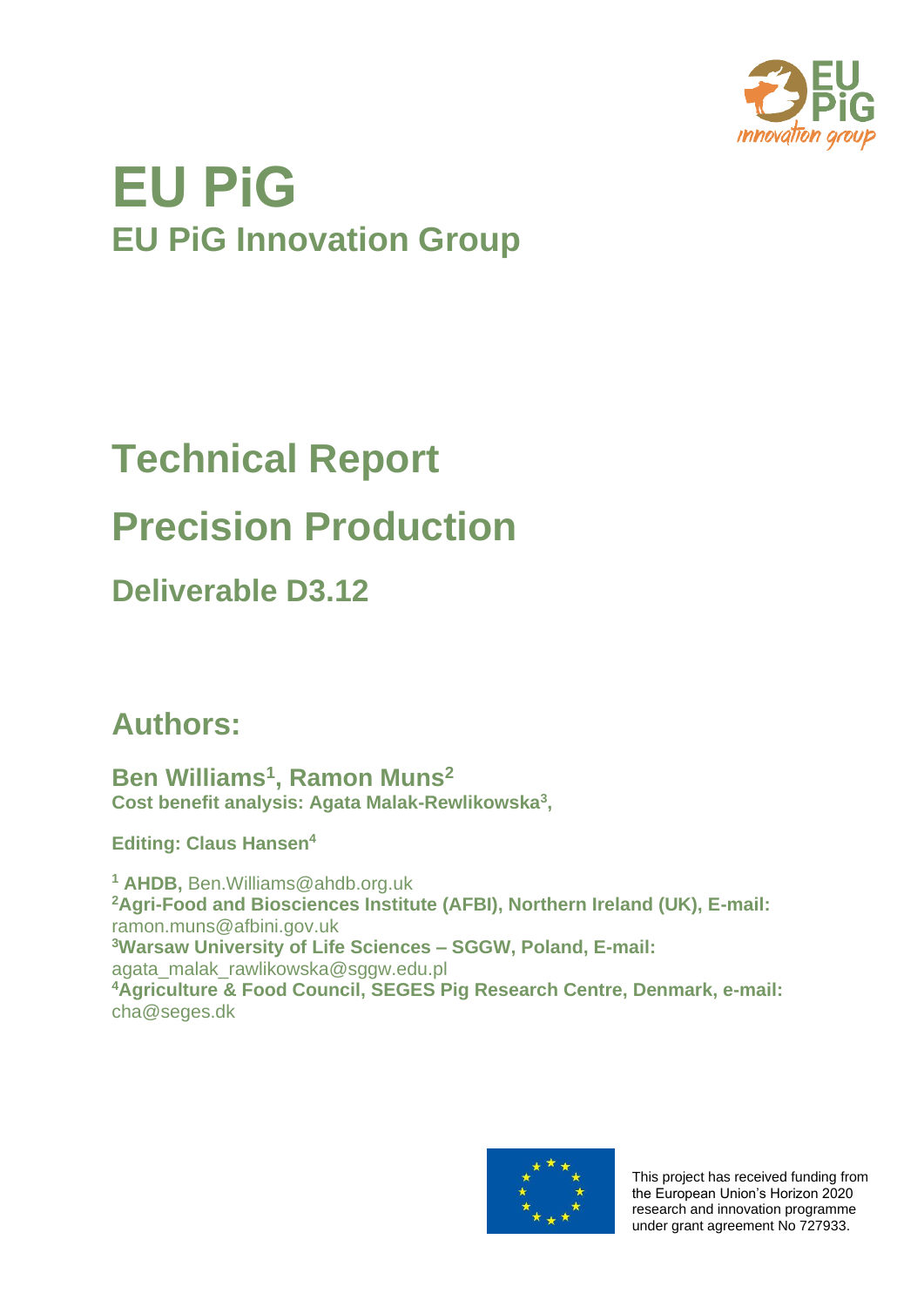# EU PiG

## EU PiG Innovation Group

# Technical Report

# Precision Production

## Deliverable D3.12

## Authors:

**Ben Williams[1], Ramon Muns[2]**
**Cost benefit analysis: Agata Malak-Rewlikowska[3],**

**Editing: Claus Hansen[4]**

[1] **AHDB,** Ben.Williams@ahdb.org.uk
[2]**Agri-Food and Biosciences Institute (AFBI), Northern Ireland (UK), E-mail:** ramon.muns@afbini.gov.uk
[3]**Warsaw University of Life Sciences – SGGW, Poland, E-mail:** agata_malak_rawlikowska@sggw.edu.pl
[4]**Agriculture & Food Council, SEGES Pig Research Centre, Denmark, e-mail:** cha@seges.dk

This project has received funding from the European Union's Horizon 2020 research and innovation programme under grant agreement No 727933.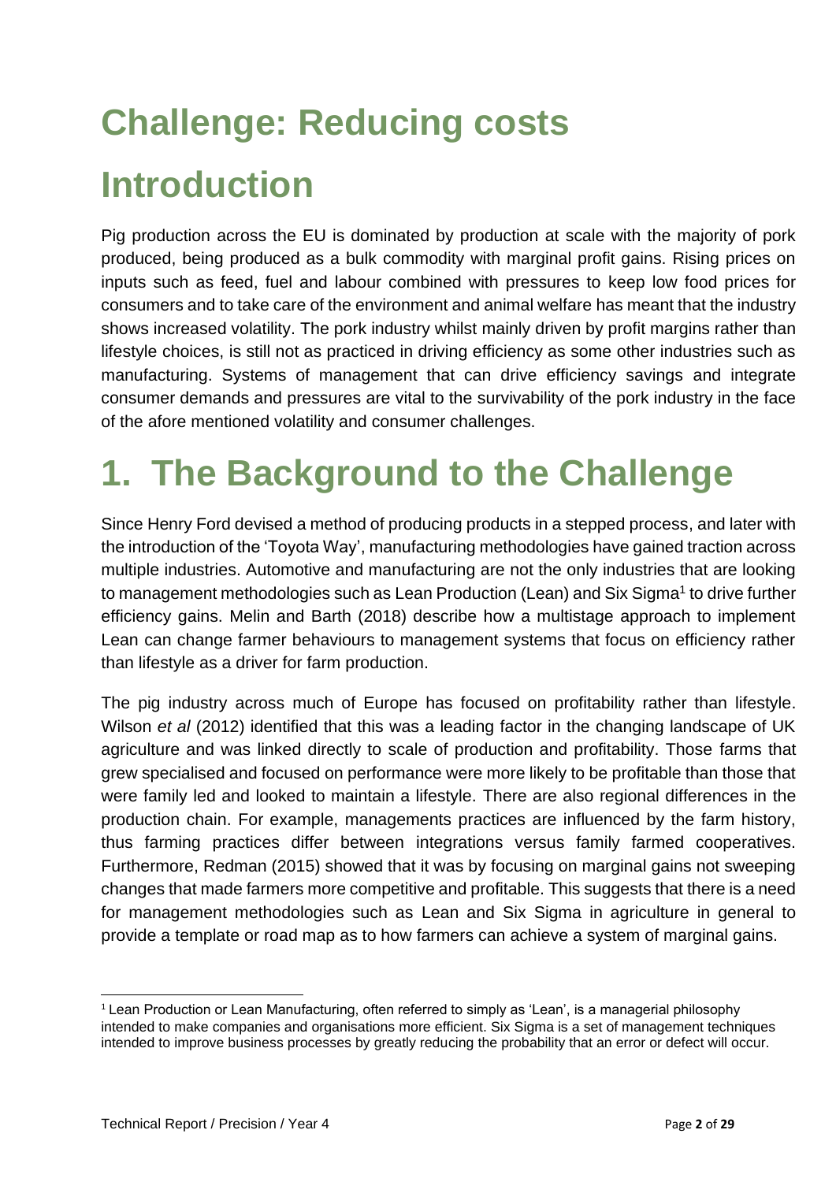# Challenge: Reducing costs

# Introduction

Pig production across the EU is dominated by production at scale with the majority of pork produced, being produced as a bulk commodity with marginal profit gains. Rising prices on inputs such as feed, fuel and labour combined with pressures to keep low food prices for consumers and to take care of the environment and animal welfare has meant that the industry shows increased volatility. The pork industry whilst mainly driven by profit margins rather than lifestyle choices, is still not as practiced in driving efficiency as some other industries such as manufacturing. Systems of management that can drive efficiency savings and integrate consumer demands and pressures are vital to the survivability of the pork industry in the face of the afore mentioned volatility and consumer challenges.

# 1. The Background to the Challenge

Since Henry Ford devised a method of producing products in a stepped process, and later with the introduction of the 'Toyota Way', manufacturing methodologies have gained traction across multiple industries. Automotive and manufacturing are not the only industries that are looking to management methodologies such as Lean Production (Lean) and Six Sigma[1] to drive further efficiency gains. Melin and Barth (2018) describe how a multistage approach to implement Lean can change farmer behaviours to management systems that focus on efficiency rather than lifestyle as a driver for farm production.

The pig industry across much of Europe has focused on profitability rather than lifestyle. Wilson *et al* (2012) identified that this was a leading factor in the changing landscape of UK agriculture and was linked directly to scale of production and profitability. Those farms that grew specialised and focused on performance were more likely to be profitable than those that were family led and looked to maintain a lifestyle. There are also regional differences in the production chain. For example, managements practices are influenced by the farm history, thus farming practices differ between integrations versus family farmed cooperatives. Furthermore, Redman (2015) showed that it was by focusing on marginal gains not sweeping changes that made farmers more competitive and profitable. This suggests that there is a need for management methodologies such as Lean and Six Sigma in agriculture in general to provide a template or road map as to how farmers can achieve a system of marginal gains.

[1] Lean Production or Lean Manufacturing, often referred to simply as 'Lean', is a managerial philosophy intended to make companies and organisations more efficient. Six Sigma is a set of management techniques intended to improve business processes by greatly reducing the probability that an error or defect will occur.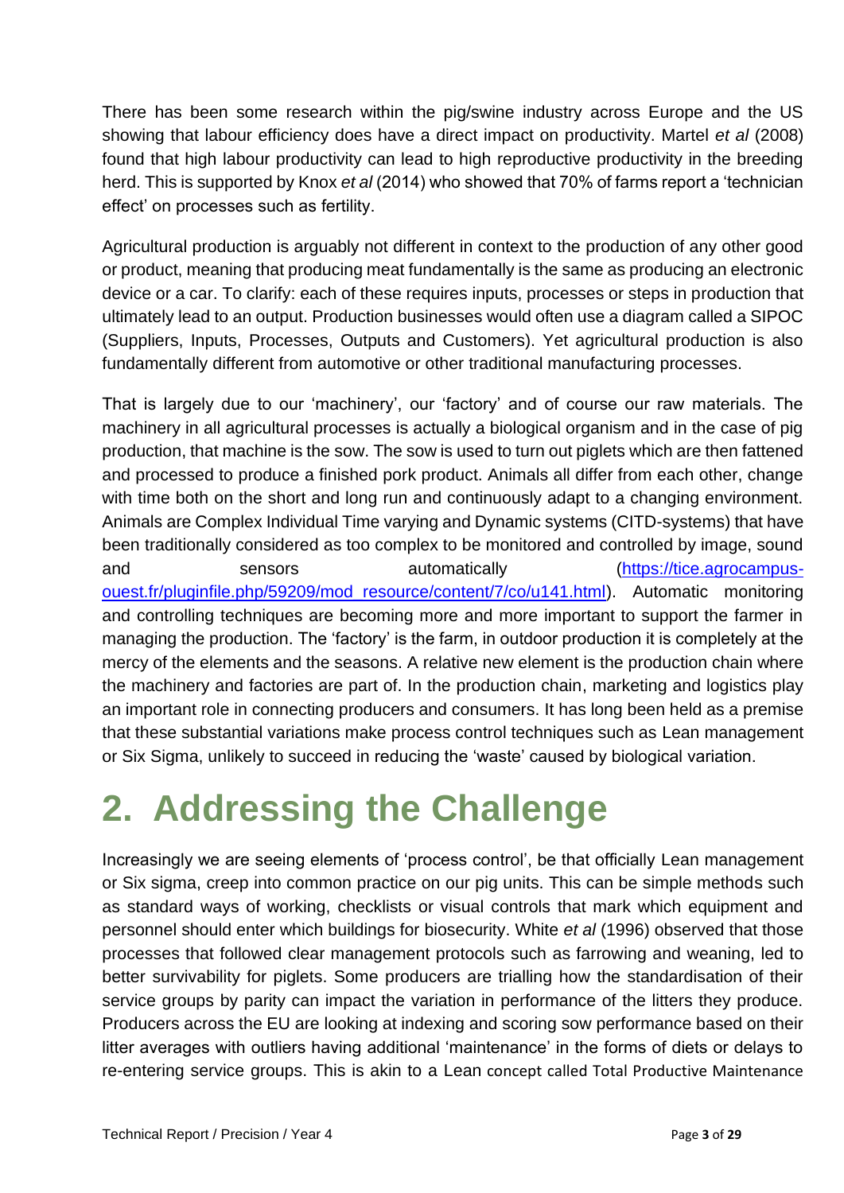There has been some research within the pig/swine industry across Europe and the US showing that labour efficiency does have a direct impact on productivity. Martel *et al* (2008) found that high labour productivity can lead to high reproductive productivity in the breeding herd. This is supported by Knox *et al* (2014) who showed that 70% of farms report a 'technician effect' on processes such as fertility.

Agricultural production is arguably not different in context to the production of any other good or product, meaning that producing meat fundamentally is the same as producing an electronic device or a car. To clarify: each of these requires inputs, processes or steps in production that ultimately lead to an output. Production businesses would often use a diagram called a SIPOC (Suppliers, Inputs, Processes, Outputs and Customers). Yet agricultural production is also fundamentally different from automotive or other traditional manufacturing processes.

That is largely due to our 'machinery', our 'factory' and of course our raw materials. The machinery in all agricultural processes is actually a biological organism and in the case of pig production, that machine is the sow. The sow is used to turn out piglets which are then fattened and processed to produce a finished pork product. Animals all differ from each other, change with time both on the short and long run and continuously adapt to a changing environment. Animals are Complex Individual Time varying and Dynamic systems (CITD-systems) that have been traditionally considered as too complex to be monitored and controlled by image, sound and sensors automatically ([https://tice.agrocampus-ouest.fr/pluginfile.php/59209/mod_resource/content/7/co/u141.html](https://tice.agrocampus-ouest.fr/pluginfile.php/59209/mod_resource/content/7/co/u141.html)). Automatic monitoring and controlling techniques are becoming more and more important to support the farmer in managing the production. The 'factory' is the farm, in outdoor production it is completely at the mercy of the elements and the seasons. A relative new element is the production chain where the machinery and factories are part of. In the production chain, marketing and logistics play an important role in connecting producers and consumers. It has long been held as a premise that these substantial variations make process control techniques such as Lean management or Six Sigma, unlikely to succeed in reducing the 'waste' caused by biological variation.

# 2. Addressing the Challenge

Increasingly we are seeing elements of 'process control', be that officially Lean management or Six sigma, creep into common practice on our pig units. This can be simple methods such as standard ways of working, checklists or visual controls that mark which equipment and personnel should enter which buildings for biosecurity. White *et al* (1996) observed that those processes that followed clear management protocols such as farrowing and weaning, led to better survivability for piglets. Some producers are trialling how the standardisation of their service groups by parity can impact the variation in performance of the litters they produce. Producers across the EU are looking at indexing and scoring sow performance based on their litter averages with outliers having additional 'maintenance' in the forms of diets or delays to re-entering service groups. This is akin to a Lean concept called Total Productive Maintenance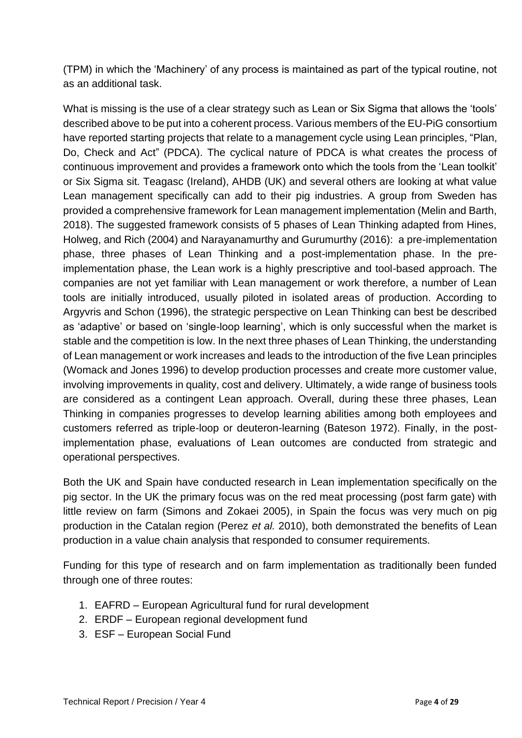(TPM) in which the 'Machinery' of any process is maintained as part of the typical routine, not as an additional task.

What is missing is the use of a clear strategy such as Lean or Six Sigma that allows the 'tools' described above to be put into a coherent process. Various members of the EU-PiG consortium have reported starting projects that relate to a management cycle using Lean principles, "Plan, Do, Check and Act" (PDCA). The cyclical nature of PDCA is what creates the process of continuous improvement and provides a framework onto which the tools from the 'Lean toolkit' or Six Sigma sit. Teagasc (Ireland), AHDB (UK) and several others are looking at what value Lean management specifically can add to their pig industries. A group from Sweden has provided a comprehensive framework for Lean management implementation (Melin and Barth, 2018). The suggested framework consists of 5 phases of Lean Thinking adapted from Hines, Holweg, and Rich (2004) and Narayanamurthy and Gurumurthy (2016): a pre-implementation phase, three phases of Lean Thinking and a post-implementation phase. In the pre-implementation phase, the Lean work is a highly prescriptive and tool-based approach. The companies are not yet familiar with Lean management or work therefore, a number of Lean tools are initially introduced, usually piloted in isolated areas of production. According to Argyvris and Schon (1996), the strategic perspective on Lean Thinking can best be described as 'adaptive' or based on 'single-loop learning', which is only successful when the market is stable and the competition is low. In the next three phases of Lean Thinking, the understanding of Lean management or work increases and leads to the introduction of the five Lean principles (Womack and Jones 1996) to develop production processes and create more customer value, involving improvements in quality, cost and delivery. Ultimately, a wide range of business tools are considered as a contingent Lean approach. Overall, during these three phases, Lean Thinking in companies progresses to develop learning abilities among both employees and customers referred as triple-loop or deuteron-learning (Bateson 1972). Finally, in the post-implementation phase, evaluations of Lean outcomes are conducted from strategic and operational perspectives.

Both the UK and Spain have conducted research in Lean implementation specifically on the pig sector. In the UK the primary focus was on the red meat processing (post farm gate) with little review on farm (Simons and Zokaei 2005), in Spain the focus was very much on pig production in the Catalan region (Perez *et al.* 2010), both demonstrated the benefits of Lean production in a value chain analysis that responded to consumer requirements.

Funding for this type of research and on farm implementation as traditionally been funded through one of three routes:

1. EAFRD – European Agricultural fund for rural development
2. ERDF – European regional development fund
3. ESF – European Social Fund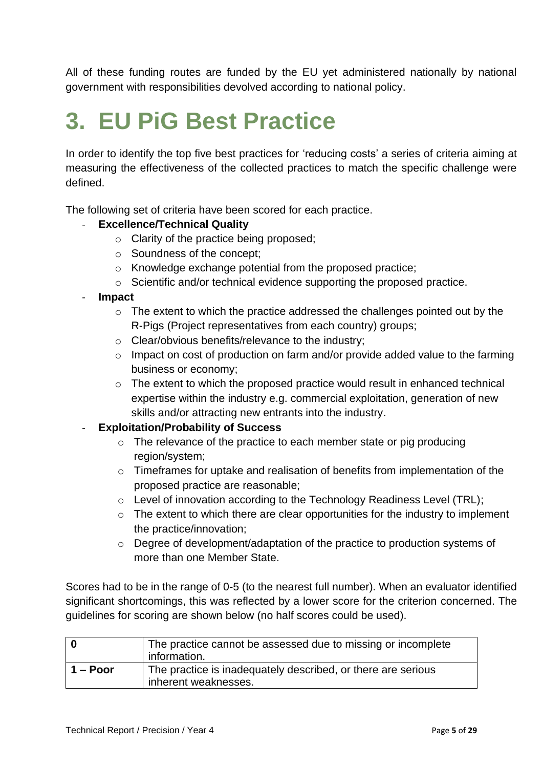All of these funding routes are funded by the EU yet administered nationally by national government with responsibilities devolved according to national policy.

# 3. EU PiG Best Practice

In order to identify the top five best practices for 'reducing costs' a series of criteria aiming at measuring the effectiveness of the collected practices to match the specific challenge were defined.

The following set of criteria have been scored for each practice.

- **Excellence/Technical Quality**
  - Clarity of the practice being proposed;
  - Soundness of the concept;
  - Knowledge exchange potential from the proposed practice;
  - Scientific and/or technical evidence supporting the proposed practice.
- **Impact**
  - The extent to which the practice addressed the challenges pointed out by the R-Pigs (Project representatives from each country) groups;
  - Clear/obvious benefits/relevance to the industry;
  - Impact on cost of production on farm and/or provide added value to the farming business or economy;
  - The extent to which the proposed practice would result in enhanced technical expertise within the industry e.g. commercial exploitation, generation of new skills and/or attracting new entrants into the industry.
- **Exploitation/Probability of Success**
  - The relevance of the practice to each member state or pig producing region/system;
  - Timeframes for uptake and realisation of benefits from implementation of the proposed practice are reasonable;
  - Level of innovation according to the Technology Readiness Level (TRL);
  - The extent to which there are clear opportunities for the industry to implement the practice/innovation;
  - Degree of development/adaptation of the practice to production systems of more than one Member State.

Scores had to be in the range of 0-5 (to the nearest full number). When an evaluator identified significant shortcomings, this was reflected by a lower score for the criterion concerned. The guidelines for scoring are shown below (no half scores could be used).

| **0** | The practice cannot be assessed due to missing or incomplete information. |
|---|---|
| **1 – Poor** | The practice is inadequately described, or there are serious inherent weaknesses. |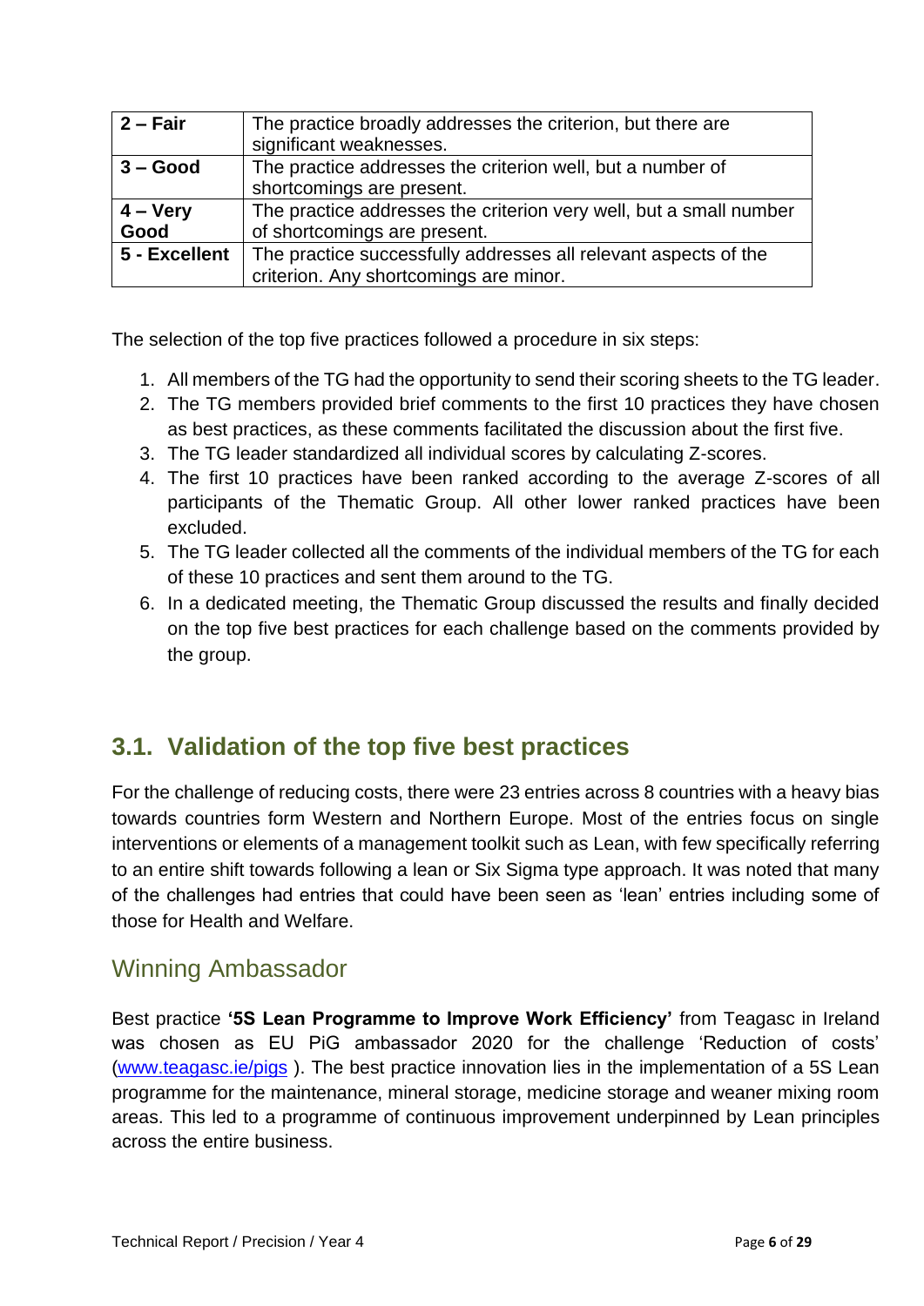| 2 – Fair | The practice broadly addresses the criterion, but there are significant weaknesses. |
|---|---|
| 3 – Good | The practice addresses the criterion well, but a number of shortcomings are present. |
| 4 – Very Good | The practice addresses the criterion very well, but a small number of shortcomings are present. |
| 5 - Excellent | The practice successfully addresses all relevant aspects of the criterion. Any shortcomings are minor. |

The selection of the top five practices followed a procedure in six steps:

1. All members of the TG had the opportunity to send their scoring sheets to the TG leader.
2. The TG members provided brief comments to the first 10 practices they have chosen as best practices, as these comments facilitated the discussion about the first five.
3. The TG leader standardized all individual scores by calculating Z-scores.
4. The first 10 practices have been ranked according to the average Z-scores of all participants of the Thematic Group. All other lower ranked practices have been excluded.
5. The TG leader collected all the comments of the individual members of the TG for each of these 10 practices and sent them around to the TG.
6. In a dedicated meeting, the Thematic Group discussed the results and finally decided on the top five best practices for each challenge based on the comments provided by the group.

## 3.1. Validation of the top five best practices

For the challenge of reducing costs, there were 23 entries across 8 countries with a heavy bias towards countries form Western and Northern Europe. Most of the entries focus on single interventions or elements of a management toolkit such as Lean, with few specifically referring to an entire shift towards following a lean or Six Sigma type approach. It was noted that many of the challenges had entries that could have been seen as 'lean' entries including some of those for Health and Welfare.

### Winning Ambassador

Best practice **'5S Lean Programme to Improve Work Efficiency'** from Teagasc in Ireland was chosen as EU PiG ambassador 2020 for the challenge 'Reduction of costs' (www.teagasc.ie/pigs ). The best practice innovation lies in the implementation of a 5S Lean programme for the maintenance, mineral storage, medicine storage and weaner mixing room areas. This led to a programme of continuous improvement underpinned by Lean principles across the entire business.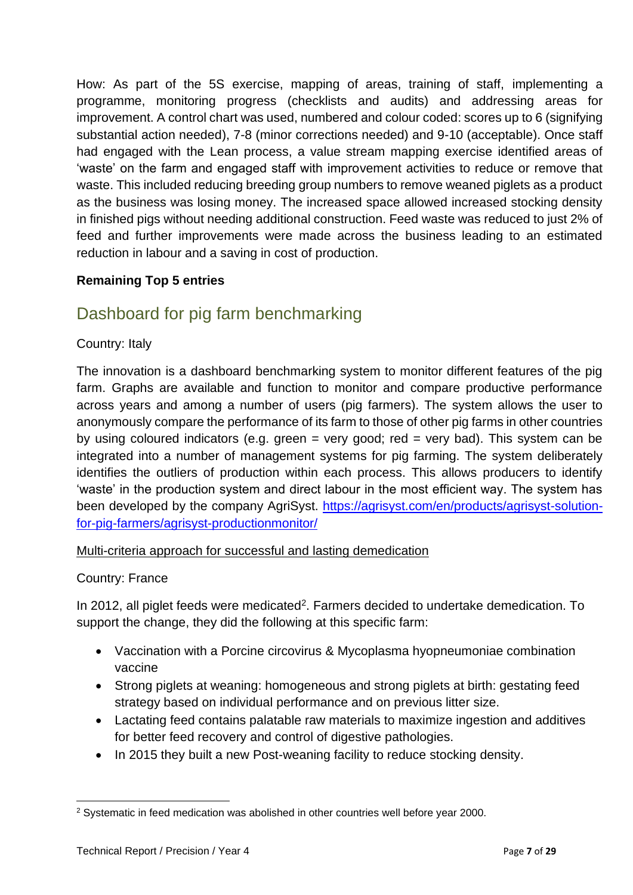How: As part of the 5S exercise, mapping of areas, training of staff, implementing a programme, monitoring progress (checklists and audits) and addressing areas for improvement. A control chart was used, numbered and colour coded: scores up to 6 (signifying substantial action needed), 7-8 (minor corrections needed) and 9-10 (acceptable). Once staff had engaged with the Lean process, a value stream mapping exercise identified areas of 'waste' on the farm and engaged staff with improvement activities to reduce or remove that waste. This included reducing breeding group numbers to remove weaned piglets as a product as the business was losing money. The increased space allowed increased stocking density in finished pigs without needing additional construction. Feed waste was reduced to just 2% of feed and further improvements were made across the business leading to an estimated reduction in labour and a saving in cost of production.

**Remaining Top 5 entries**

## Dashboard for pig farm benchmarking

Country: Italy

The innovation is a dashboard benchmarking system to monitor different features of the pig farm. Graphs are available and function to monitor and compare productive performance across years and among a number of users (pig farmers). The system allows the user to anonymously compare the performance of its farm to those of other pig farms in other countries by using coloured indicators (e.g. green = very good; red = very bad). This system can be integrated into a number of management systems for pig farming. The system deliberately identifies the outliers of production within each process. This allows producers to identify 'waste' in the production system and direct labour in the most efficient way. The system has been developed by the company AgriSyst. https://agrisyst.com/en/products/agrisyst-solution-for-pig-farmers/agrisyst-productionmonitor/

Multi-criteria approach for successful and lasting demedication

Country: France

In 2012, all piglet feeds were medicated[2]. Farmers decided to undertake demedication. To support the change, they did the following at this specific farm:

- Vaccination with a Porcine circovirus & Mycoplasma hyopneumoniae combination vaccine
- Strong piglets at weaning: homogeneous and strong piglets at birth: gestating feed strategy based on individual performance and on previous litter size.
- Lactating feed contains palatable raw materials to maximize ingestion and additives for better feed recovery and control of digestive pathologies.
- In 2015 they built a new Post-weaning facility to reduce stocking density.

[2] Systematic in feed medication was abolished in other countries well before year 2000.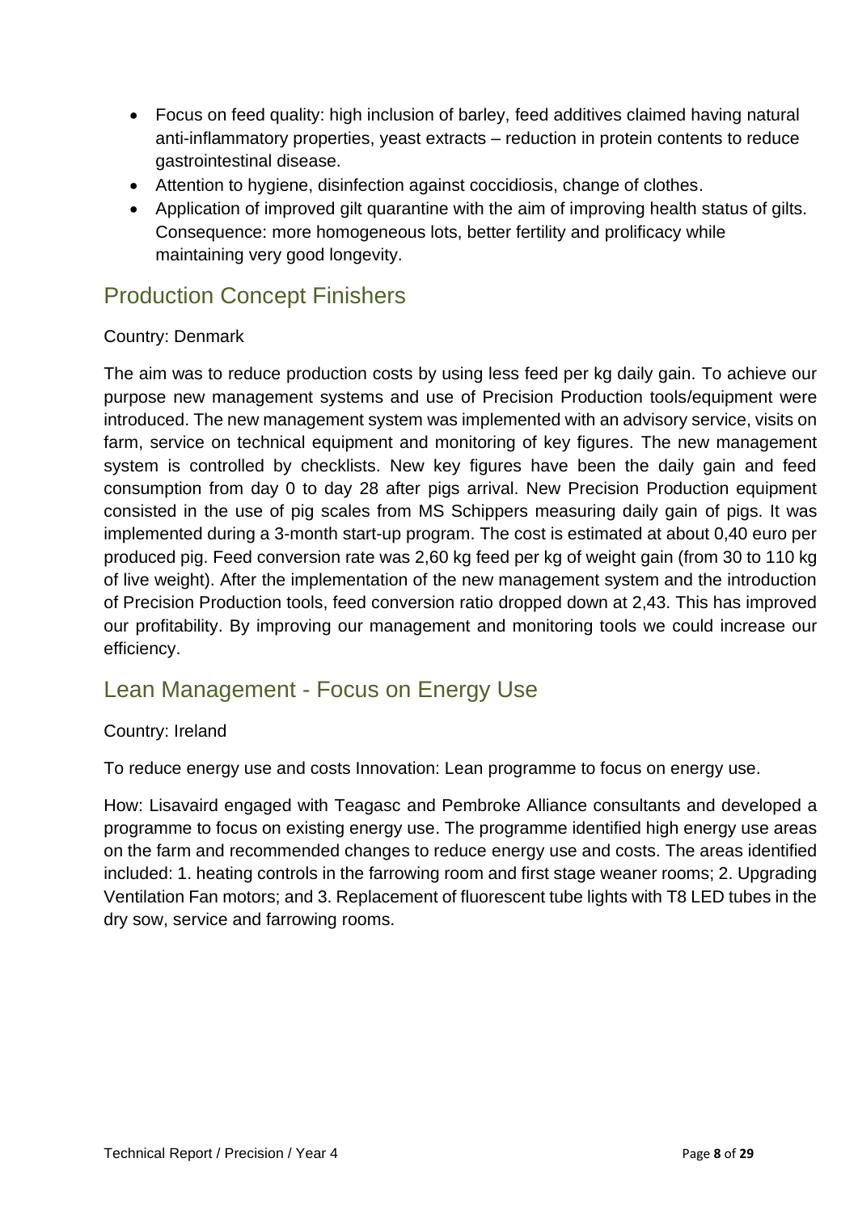- Focus on feed quality: high inclusion of barley, feed additives claimed having natural anti-inflammatory properties, yeast extracts – reduction in protein contents to reduce gastrointestinal disease.
- Attention to hygiene, disinfection against coccidiosis, change of clothes.
- Application of improved gilt quarantine with the aim of improving health status of gilts. Consequence: more homogeneous lots, better fertility and prolificacy while maintaining very good longevity.

## Production Concept Finishers

Country: Denmark

The aim was to reduce production costs by using less feed per kg daily gain. To achieve our purpose new management systems and use of Precision Production tools/equipment were introduced. The new management system was implemented with an advisory service, visits on farm, service on technical equipment and monitoring of key figures. The new management system is controlled by checklists. New key figures have been the daily gain and feed consumption from day 0 to day 28 after pigs arrival. New Precision Production equipment consisted in the use of pig scales from MS Schippers measuring daily gain of pigs. It was implemented during a 3-month start-up program. The cost is estimated at about 0,40 euro per produced pig. Feed conversion rate was 2,60 kg feed per kg of weight gain (from 30 to 110 kg of live weight). After the implementation of the new management system and the introduction of Precision Production tools, feed conversion ratio dropped down at 2,43. This has improved our profitability. By improving our management and monitoring tools we could increase our efficiency.

## Lean Management - Focus on Energy Use

Country: Ireland

To reduce energy use and costs Innovation: Lean programme to focus on energy use.

How: Lisavaird engaged with Teagasc and Pembroke Alliance consultants and developed a programme to focus on existing energy use. The programme identified high energy use areas on the farm and recommended changes to reduce energy use and costs. The areas identified included: 1. heating controls in the farrowing room and first stage weaner rooms; 2. Upgrading Ventilation Fan motors; and 3. Replacement of fluorescent tube lights with T8 LED tubes in the dry sow, service and farrowing rooms.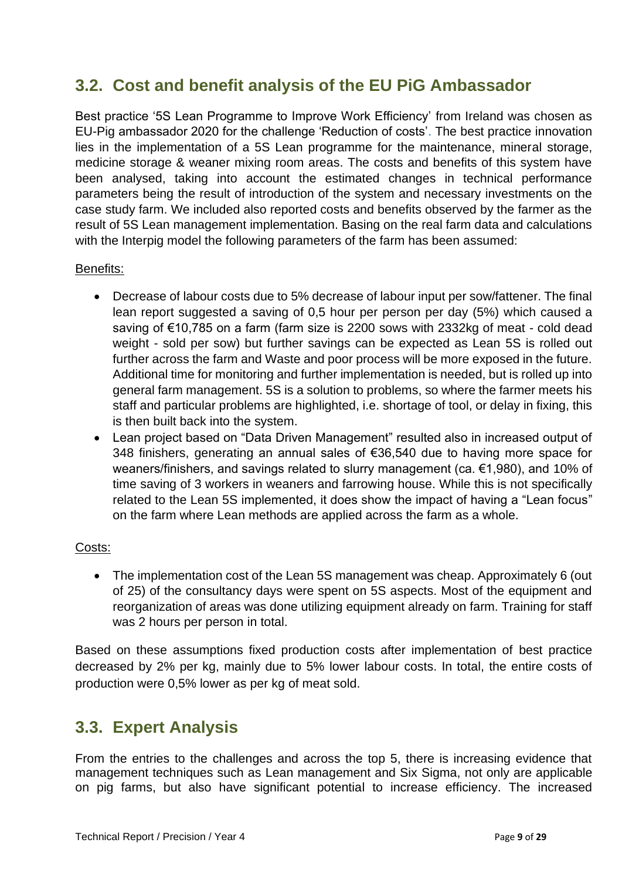## 3.2. Cost and benefit analysis of the EU PiG Ambassador

Best practice '5S Lean Programme to Improve Work Efficiency' from Ireland was chosen as EU-Pig ambassador 2020 for the challenge 'Reduction of costs'. The best practice innovation lies in the implementation of a 5S Lean programme for the maintenance, mineral storage, medicine storage & weaner mixing room areas. The costs and benefits of this system have been analysed, taking into account the estimated changes in technical performance parameters being the result of introduction of the system and necessary investments on the case study farm. We included also reported costs and benefits observed by the farmer as the result of 5S Lean management implementation. Basing on the real farm data and calculations with the Interpig model the following parameters of the farm has been assumed:

Benefits:

- Decrease of labour costs due to 5% decrease of labour input per sow/fattener. The final lean report suggested a saving of 0,5 hour per person per day (5%) which caused a saving of €10,785 on a farm (farm size is 2200 sows with 2332kg of meat - cold dead weight - sold per sow) but further savings can be expected as Lean 5S is rolled out further across the farm and Waste and poor process will be more exposed in the future. Additional time for monitoring and further implementation is needed, but is rolled up into general farm management. 5S is a solution to problems, so where the farmer meets his staff and particular problems are highlighted, i.e. shortage of tool, or delay in fixing, this is then built back into the system.
- Lean project based on "Data Driven Management" resulted also in increased output of 348 finishers, generating an annual sales of €36,540 due to having more space for weaners/finishers, and savings related to slurry management (ca. €1,980), and 10% of time saving of 3 workers in weaners and farrowing house. While this is not specifically related to the Lean 5S implemented, it does show the impact of having a "Lean focus" on the farm where Lean methods are applied across the farm as a whole.

Costs:

- The implementation cost of the Lean 5S management was cheap. Approximately 6 (out of 25) of the consultancy days were spent on 5S aspects. Most of the equipment and reorganization of areas was done utilizing equipment already on farm. Training for staff was 2 hours per person in total.

Based on these assumptions fixed production costs after implementation of best practice decreased by 2% per kg, mainly due to 5% lower labour costs. In total, the entire costs of production were 0,5% lower as per kg of meat sold.

## 3.3. Expert Analysis

From the entries to the challenges and across the top 5, there is increasing evidence that management techniques such as Lean management and Six Sigma, not only are applicable on pig farms, but also have significant potential to increase efficiency. The increased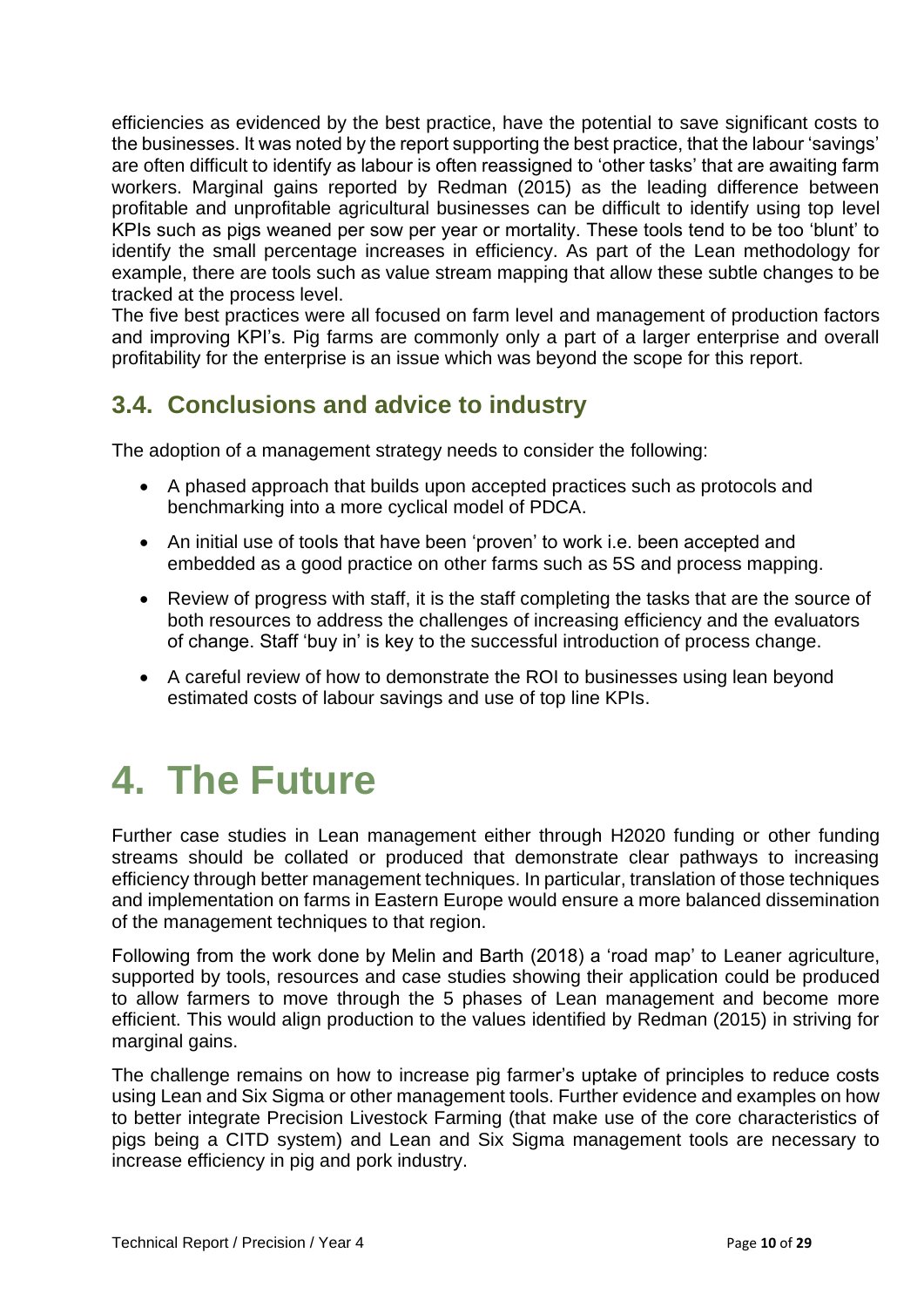efficiencies as evidenced by the best practice, have the potential to save significant costs to the businesses. It was noted by the report supporting the best practice, that the labour 'savings' are often difficult to identify as labour is often reassigned to 'other tasks' that are awaiting farm workers. Marginal gains reported by Redman (2015) as the leading difference between profitable and unprofitable agricultural businesses can be difficult to identify using top level KPIs such as pigs weaned per sow per year or mortality. These tools tend to be too 'blunt' to identify the small percentage increases in efficiency. As part of the Lean methodology for example, there are tools such as value stream mapping that allow these subtle changes to be tracked at the process level.

The five best practices were all focused on farm level and management of production factors and improving KPI's. Pig farms are commonly only a part of a larger enterprise and overall profitability for the enterprise is an issue which was beyond the scope for this report.

## 3.4. Conclusions and advice to industry

The adoption of a management strategy needs to consider the following:

- A phased approach that builds upon accepted practices such as protocols and benchmarking into a more cyclical model of PDCA.
- An initial use of tools that have been 'proven' to work i.e. been accepted and embedded as a good practice on other farms such as 5S and process mapping.
- Review of progress with staff, it is the staff completing the tasks that are the source of both resources to address the challenges of increasing efficiency and the evaluators of change. Staff 'buy in' is key to the successful introduction of process change.
- A careful review of how to demonstrate the ROI to businesses using lean beyond estimated costs of labour savings and use of top line KPIs.

# 4. The Future

Further case studies in Lean management either through H2020 funding or other funding streams should be collated or produced that demonstrate clear pathways to increasing efficiency through better management techniques. In particular, translation of those techniques and implementation on farms in Eastern Europe would ensure a more balanced dissemination of the management techniques to that region.

Following from the work done by Melin and Barth (2018) a 'road map' to Leaner agriculture, supported by tools, resources and case studies showing their application could be produced to allow farmers to move through the 5 phases of Lean management and become more efficient. This would align production to the values identified by Redman (2015) in striving for marginal gains.

The challenge remains on how to increase pig farmer's uptake of principles to reduce costs using Lean and Six Sigma or other management tools. Further evidence and examples on how to better integrate Precision Livestock Farming (that make use of the core characteristics of pigs being a CITD system) and Lean and Six Sigma management tools are necessary to increase efficiency in pig and pork industry.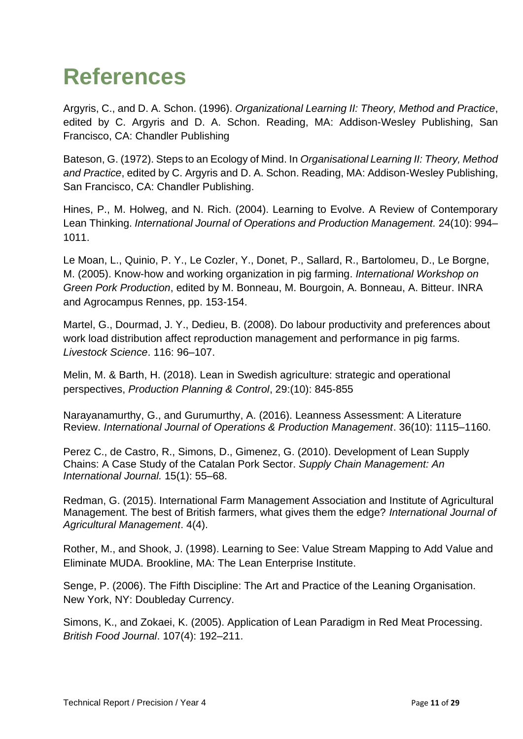# References

Argyris, C., and D. A. Schon. (1996). *Organizational Learning II: Theory, Method and Practice*, edited by C. Argyris and D. A. Schon. Reading, MA: Addison-Wesley Publishing, San Francisco, CA: Chandler Publishing

Bateson, G. (1972). Steps to an Ecology of Mind. In *Organisational Learning II: Theory, Method and Practice*, edited by C. Argyris and D. A. Schon. Reading, MA: Addison-Wesley Publishing, San Francisco, CA: Chandler Publishing.

Hines, P., M. Holweg, and N. Rich. (2004). Learning to Evolve. A Review of Contemporary Lean Thinking. *International Journal of Operations and Production Management*. 24(10): 994–1011.

Le Moan, L., Quinio, P. Y., Le Cozler, Y., Donet, P., Sallard, R., Bartolomeu, D., Le Borgne, M. (2005). Know-how and working organization in pig farming. *International Workshop on Green Pork Production*, edited by M. Bonneau, M. Bourgoin, A. Bonneau, A. Bitteur. INRA and Agrocampus Rennes, pp. 153-154.

Martel, G., Dourmad, J. Y., Dedieu, B. (2008). Do labour productivity and preferences about work load distribution affect reproduction management and performance in pig farms. *Livestock Science*. 116: 96–107.

Melin, M. & Barth, H. (2018). Lean in Swedish agriculture: strategic and operational perspectives, *Production Planning & Control*, 29:(10): 845-855

Narayanamurthy, G., and Gurumurthy, A. (2016). Leanness Assessment: A Literature Review. *International Journal of Operations & Production Management*. 36(10): 1115–1160.

Perez C., de Castro, R., Simons, D., Gimenez, G. (2010). Development of Lean Supply Chains: A Case Study of the Catalan Pork Sector. *Supply Chain Management: An International Journal.* 15(1): 55–68.

Redman, G. (2015). International Farm Management Association and Institute of Agricultural Management. The best of British farmers, what gives them the edge? *International Journal of Agricultural Management*. 4(4).

Rother, M., and Shook, J. (1998). Learning to See: Value Stream Mapping to Add Value and Eliminate MUDA. Brookline, MA: The Lean Enterprise Institute.

Senge, P. (2006). The Fifth Discipline: The Art and Practice of the Leaning Organisation. New York, NY: Doubleday Currency.

Simons, K., and Zokaei, K. (2005). Application of Lean Paradigm in Red Meat Processing. *British Food Journal*. 107(4): 192–211.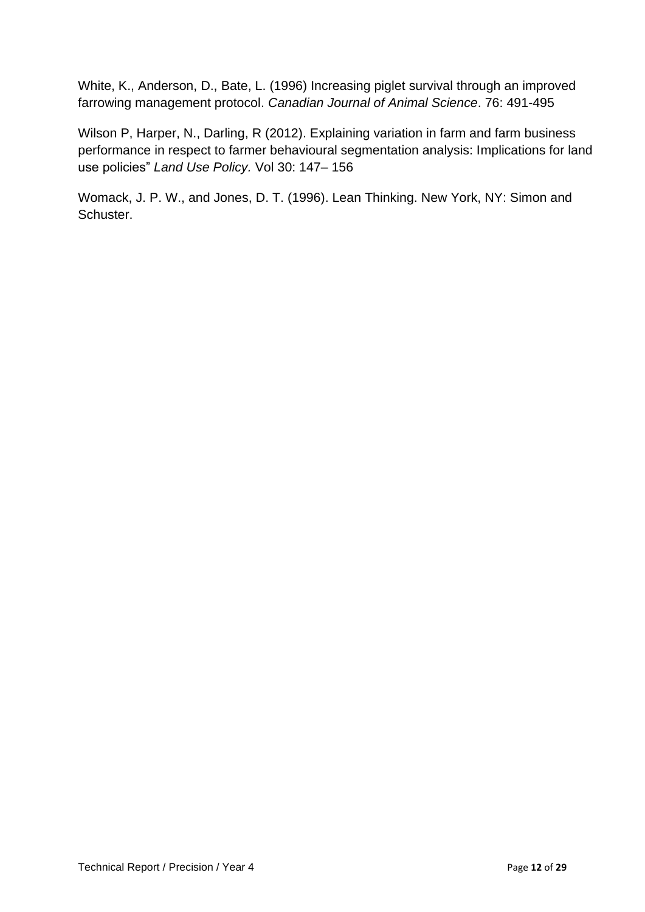White, K., Anderson, D., Bate, L. (1996) Increasing piglet survival through an improved farrowing management protocol. *Canadian Journal of Animal Science*. 76: 491-495

Wilson P, Harper, N., Darling, R (2012). Explaining variation in farm and farm business performance in respect to farmer behavioural segmentation analysis: Implications for land use policies" *Land Use Policy.* Vol 30: 147– 156

Womack, J. P. W., and Jones, D. T. (1996). Lean Thinking. New York, NY: Simon and Schuster.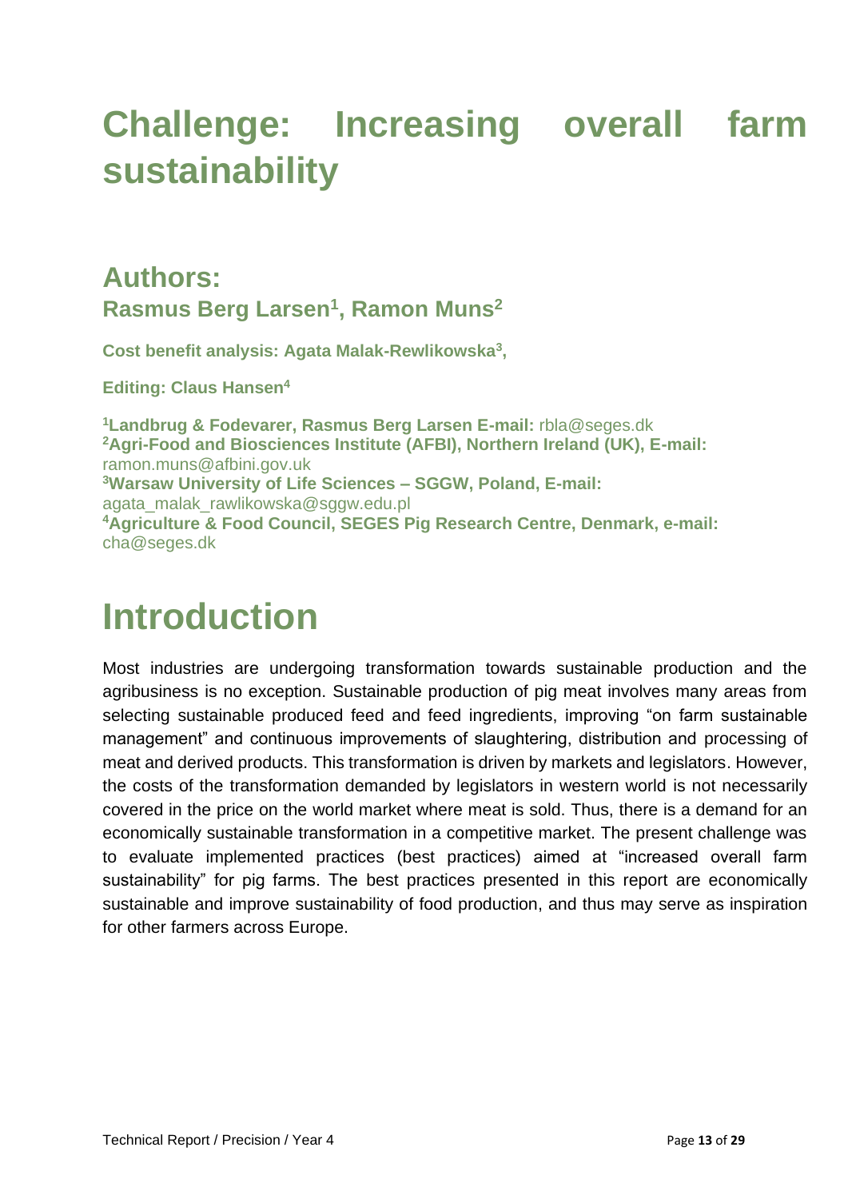# Challenge: Increasing overall farm sustainability

## Authors:

### Rasmus Berg Larsen[1], Ramon Muns[2]

**Cost benefit analysis: Agata Malak-Rewlikowska[3],**

**Editing: Claus Hansen[4]**

[1]**Landbrug & Fodevarer, Rasmus Berg Larsen E-mail:** rbla@seges.dk
[2]**Agri-Food and Biosciences Institute (AFBI), Northern Ireland (UK), E-mail:** ramon.muns@afbini.gov.uk
[3]**Warsaw University of Life Sciences – SGGW, Poland, E-mail:** agata_malak_rawlikowska@sggw.edu.pl
[4]**Agriculture & Food Council, SEGES Pig Research Centre, Denmark, e-mail:** cha@seges.dk

# Introduction

Most industries are undergoing transformation towards sustainable production and the agribusiness is no exception. Sustainable production of pig meat involves many areas from selecting sustainable produced feed and feed ingredients, improving "on farm sustainable management" and continuous improvements of slaughtering, distribution and processing of meat and derived products. This transformation is driven by markets and legislators. However, the costs of the transformation demanded by legislators in western world is not necessarily covered in the price on the world market where meat is sold. Thus, there is a demand for an economically sustainable transformation in a competitive market. The present challenge was to evaluate implemented practices (best practices) aimed at "increased overall farm sustainability" for pig farms. The best practices presented in this report are economically sustainable and improve sustainability of food production, and thus may serve as inspiration for other farmers across Europe.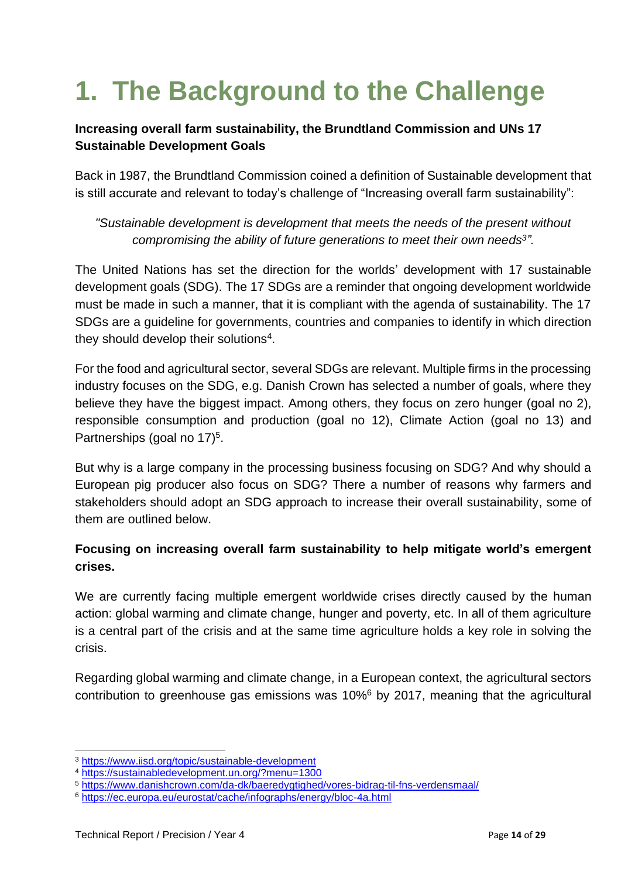# 1. The Background to the Challenge

**Increasing overall farm sustainability, the Brundtland Commission and UNs 17 Sustainable Development Goals**

Back in 1987, the Brundtland Commission coined a definition of Sustainable development that is still accurate and relevant to today's challenge of "Increasing overall farm sustainability":

*"Sustainable development is development that meets the needs of the present without compromising the ability of future generations to meet their own needs[3]".*

The United Nations has set the direction for the worlds' development with 17 sustainable development goals (SDG). The 17 SDGs are a reminder that ongoing development worldwide must be made in such a manner, that it is compliant with the agenda of sustainability. The 17 SDGs are a guideline for governments, countries and companies to identify in which direction they should develop their solutions[4].

For the food and agricultural sector, several SDGs are relevant. Multiple firms in the processing industry focuses on the SDG, e.g. Danish Crown has selected a number of goals, where they believe they have the biggest impact. Among others, they focus on zero hunger (goal no 2), responsible consumption and production (goal no 12), Climate Action (goal no 13) and Partnerships (goal no 17)[5].

But why is a large company in the processing business focusing on SDG? And why should a European pig producer also focus on SDG? There a number of reasons why farmers and stakeholders should adopt an SDG approach to increase their overall sustainability, some of them are outlined below.

**Focusing on increasing overall farm sustainability to help mitigate world's emergent crises.**

We are currently facing multiple emergent worldwide crises directly caused by the human action: global warming and climate change, hunger and poverty, etc. In all of them agriculture is a central part of the crisis and at the same time agriculture holds a key role in solving the crisis.

Regarding global warming and climate change, in a European context, the agricultural sectors contribution to greenhouse gas emissions was 10%[6] by 2017, meaning that the agricultural

---

[3] https://www.iisd.org/topic/sustainable-development

[4] https://sustainabledevelopment.un.org/?menu=1300

[5] https://www.danishcrown.com/da-dk/baeredygtighed/vores-bidrag-til-fns-verdensmaal/

[6] https://ec.europa.eu/eurostat/cache/infographs/energy/bloc-4a.html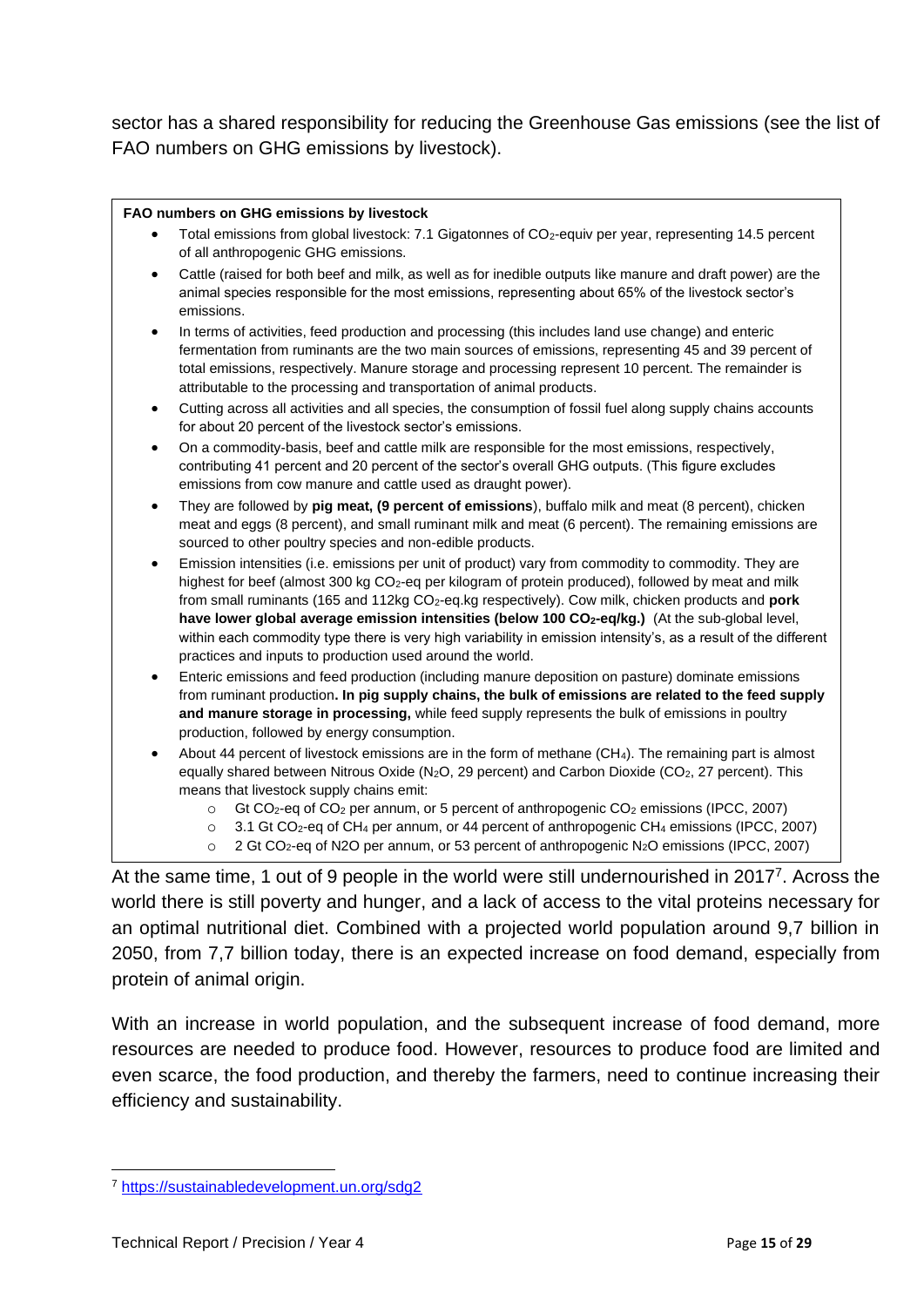sector has a shared responsibility for reducing the Greenhouse Gas emissions (see the list of FAO numbers on GHG emissions by livestock).

> **FAO numbers on GHG emissions by livestock**
>
> - Total emissions from global livestock: 7.1 Gigatonnes of $CO_2$-equiv per year, representing 14.5 percent of all anthropogenic GHG emissions.
> - Cattle (raised for both beef and milk, as well as for inedible outputs like manure and draft power) are the animal species responsible for the most emissions, representing about 65% of the livestock sector's emissions.
> - In terms of activities, feed production and processing (this includes land use change) and enteric fermentation from ruminants are the two main sources of emissions, representing 45 and 39 percent of total emissions, respectively. Manure storage and processing represent 10 percent. The remainder is attributable to the processing and transportation of animal products.
> - Cutting across all activities and all species, the consumption of fossil fuel along supply chains accounts for about 20 percent of the livestock sector's emissions.
> - On a commodity-basis, beef and cattle milk are responsible for the most emissions, respectively, contributing 41 percent and 20 percent of the sector's overall GHG outputs. (This figure excludes emissions from cow manure and cattle used as draught power).
> - They are followed by **pig meat, (9 percent of emissions**), buffalo milk and meat (8 percent), chicken meat and eggs (8 percent), and small ruminant milk and meat (6 percent). The remaining emissions are sourced to other poultry species and non-edible products.
> - Emission intensities (i.e. emissions per unit of product) vary from commodity to commodity. They are highest for beef (almost 300 kg $CO_2$-eq per kilogram of protein produced), followed by meat and milk from small ruminants (165 and 112kg $CO_2$-eq.kg respectively). Cow milk, chicken products and **pork have lower global average emission intensities (below 100 $CO_2$-eq/kg.)** (At the sub-global level, within each commodity type there is very high variability in emission intensity's, as a result of the different practices and inputs to production used around the world.
> - Enteric emissions and feed production (including manure deposition on pasture) dominate emissions from ruminant production**. In pig supply chains, the bulk of emissions are related to the feed supply and manure storage in processing,** while feed supply represents the bulk of emissions in poultry production, followed by energy consumption.
> - About 44 percent of livestock emissions are in the form of methane ($CH_4$). The remaining part is almost equally shared between Nitrous Oxide ($N_2O$, 29 percent) and Carbon Dioxide ($CO_2$, 27 percent). This means that livestock supply chains emit:
>     - Gt $CO_2$-eq of $CO_2$ per annum, or 5 percent of anthropogenic $CO_2$ emissions (IPCC, 2007)
>     - 3.1 Gt $CO_2$-eq of $CH_4$ per annum, or 44 percent of anthropogenic $CH_4$ emissions (IPCC, 2007)
>     - 2 Gt $CO_2$-eq of N2O per annum, or 53 percent of anthropogenic $N_2O$ emissions (IPCC, 2007)

At the same time, 1 out of 9 people in the world were still undernourished in 2017[7]. Across the world there is still poverty and hunger, and a lack of access to the vital proteins necessary for an optimal nutritional diet. Combined with a projected world population around 9,7 billion in 2050, from 7,7 billion today, there is an expected increase on food demand, especially from protein of animal origin.

With an increase in world population, and the subsequent increase of food demand, more resources are needed to produce food. However, resources to produce food are limited and even scarce, the food production, and thereby the farmers, need to continue increasing their efficiency and sustainability.

---

[7] https://sustainabledevelopment.un.org/sdg2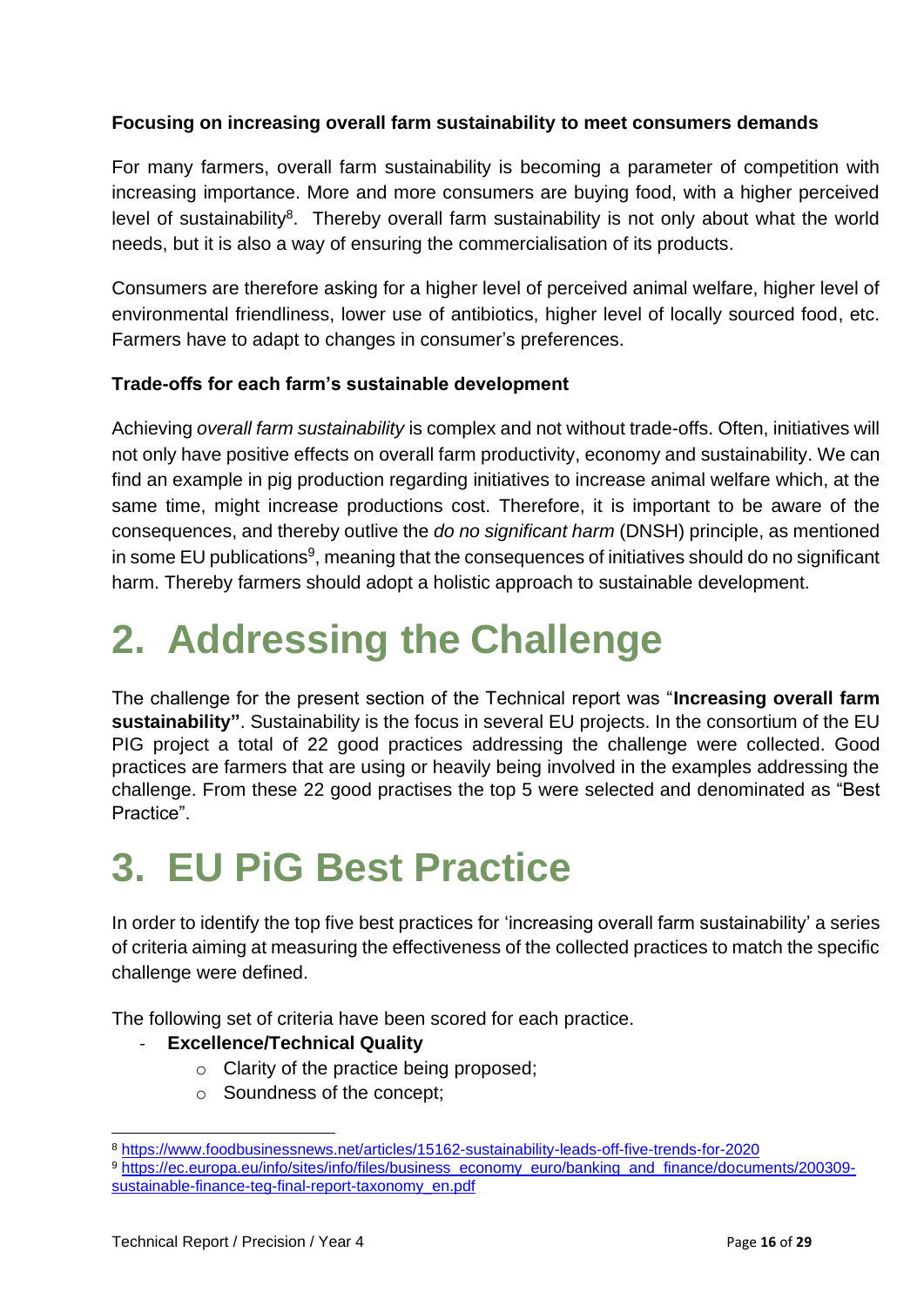**Focusing on increasing overall farm sustainability to meet consumers demands**

For many farmers, overall farm sustainability is becoming a parameter of competition with increasing importance. More and more consumers are buying food, with a higher perceived level of sustainability[8]. Thereby overall farm sustainability is not only about what the world needs, but it is also a way of ensuring the commercialisation of its products.

Consumers are therefore asking for a higher level of perceived animal welfare, higher level of environmental friendliness, lower use of antibiotics, higher level of locally sourced food, etc. Farmers have to adapt to changes in consumer's preferences.

**Trade-offs for each farm's sustainable development**

Achieving *overall farm sustainability* is complex and not without trade-offs. Often, initiatives will not only have positive effects on overall farm productivity, economy and sustainability. We can find an example in pig production regarding initiatives to increase animal welfare which, at the same time, might increase productions cost. Therefore, it is important to be aware of the consequences, and thereby outlive the *do no significant harm* (DNSH) principle, as mentioned in some EU publications[9], meaning that the consequences of initiatives should do no significant harm. Thereby farmers should adopt a holistic approach to sustainable development.

# 2. Addressing the Challenge

The challenge for the present section of the Technical report was "**Increasing overall farm sustainability"**. Sustainability is the focus in several EU projects. In the consortium of the EU PIG project a total of 22 good practices addressing the challenge were collected. Good practices are farmers that are using or heavily being involved in the examples addressing the challenge. From these 22 good practises the top 5 were selected and denominated as "Best Practice".

# 3. EU PiG Best Practice

In order to identify the top five best practices for 'increasing overall farm sustainability' a series of criteria aiming at measuring the effectiveness of the collected practices to match the specific challenge were defined.

The following set of criteria have been scored for each practice.

- **Excellence/Technical Quality**
  - Clarity of the practice being proposed;
  - Soundness of the concept;

---

[8] https://www.foodbusinessnews.net/articles/15162-sustainability-leads-off-five-trends-for-2020

[9] https://ec.europa.eu/info/sites/info/files/business_economy_euro/banking_and_finance/documents/200309-sustainable-finance-teg-final-report-taxonomy_en.pdf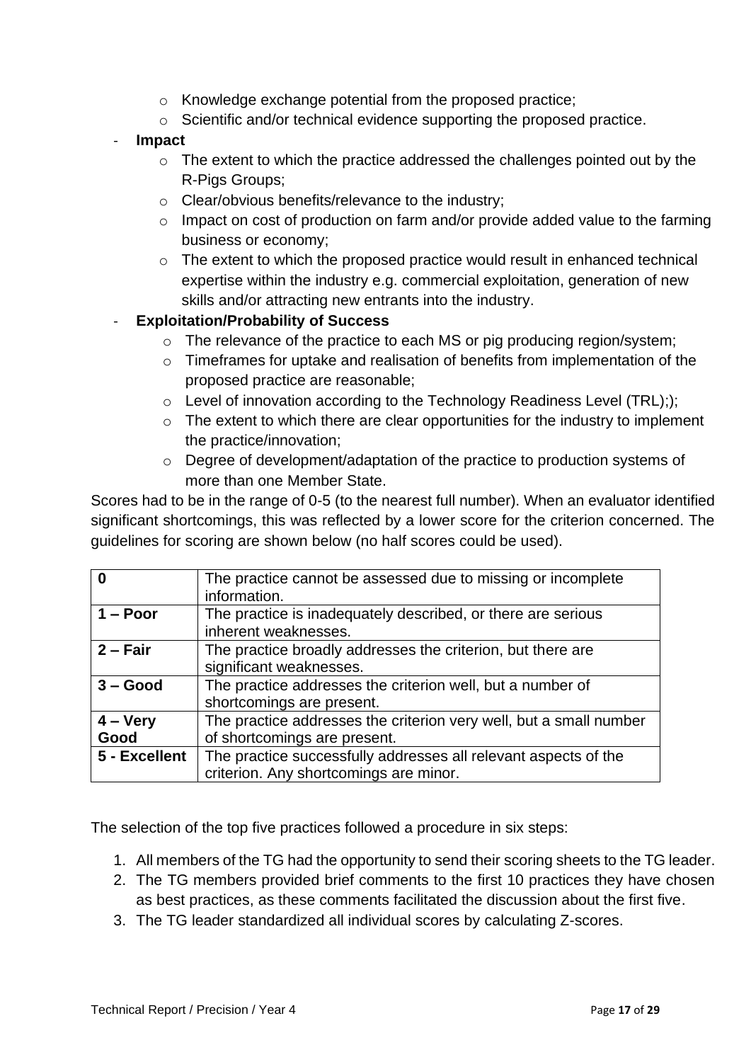- Knowledge exchange potential from the proposed practice;
- Scientific and/or technical evidence supporting the proposed practice.

- **Impact**
  - The extent to which the practice addressed the challenges pointed out by the R-Pigs Groups;
  - Clear/obvious benefits/relevance to the industry;
  - Impact on cost of production on farm and/or provide added value to the farming business or economy;
  - The extent to which the proposed practice would result in enhanced technical expertise within the industry e.g. commercial exploitation, generation of new skills and/or attracting new entrants into the industry.
- **Exploitation/Probability of Success**
  - The relevance of the practice to each MS or pig producing region/system;
  - Timeframes for uptake and realisation of benefits from implementation of the proposed practice are reasonable;
  - Level of innovation according to the Technology Readiness Level (TRL););
  - The extent to which there are clear opportunities for the industry to implement the practice/innovation;
  - Degree of development/adaptation of the practice to production systems of more than one Member State.

Scores had to be in the range of 0-5 (to the nearest full number). When an evaluator identified significant shortcomings, this was reflected by a lower score for the criterion concerned. The guidelines for scoring are shown below (no half scores could be used).

| **0** | The practice cannot be assessed due to missing or incomplete information. |
|---|---|
| **1 – Poor** | The practice is inadequately described, or there are serious inherent weaknesses. |
| **2 – Fair** | The practice broadly addresses the criterion, but there are significant weaknesses. |
| **3 – Good** | The practice addresses the criterion well, but a number of shortcomings are present. |
| **4 – Very Good** | The practice addresses the criterion very well, but a small number of shortcomings are present. |
| **5 - Excellent** | The practice successfully addresses all relevant aspects of the criterion. Any shortcomings are minor. |

The selection of the top five practices followed a procedure in six steps:

1. All members of the TG had the opportunity to send their scoring sheets to the TG leader.
2. The TG members provided brief comments to the first 10 practices they have chosen as best practices, as these comments facilitated the discussion about the first five.
3. The TG leader standardized all individual scores by calculating Z-scores.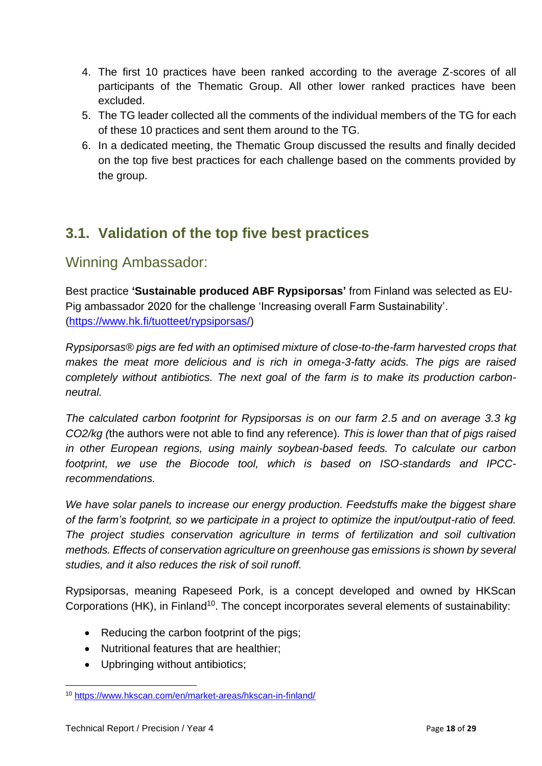4. The first 10 practices have been ranked according to the average Z-scores of all participants of the Thematic Group. All other lower ranked practices have been excluded.
5. The TG leader collected all the comments of the individual members of the TG for each of these 10 practices and sent them around to the TG.
6. In a dedicated meeting, the Thematic Group discussed the results and finally decided on the top five best practices for each challenge based on the comments provided by the group.

## 3.1. Validation of the top five best practices

### Winning Ambassador:

Best practice **'Sustainable produced ABF Rypsiporsas'** from Finland was selected as EU-Pig ambassador 2020 for the challenge 'Increasing overall Farm Sustainability'. (https://www.hk.fi/tuotteet/rypsiporsas/)

*Rypsiporsas® pigs are fed with an optimised mixture of close-to-the-farm harvested crops that makes the meat more delicious and is rich in omega-3-fatty acids. The pigs are raised completely without antibiotics. The next goal of the farm is to make its production carbon-neutral.*

*The calculated carbon footprint for Rypsiporsas is on our farm 2.5 and on average 3.3 kg CO2/kg (*the authors were not able to find any reference)*. This is lower than that of pigs raised in other European regions, using mainly soybean-based feeds. To calculate our carbon footprint, we use the Biocode tool, which is based on ISO-standards and IPCC-recommendations.*

*We have solar panels to increase our energy production. Feedstuffs make the biggest share of the farm's footprint, so we participate in a project to optimize the input/output-ratio of feed. The project studies conservation agriculture in terms of fertilization and soil cultivation methods. Effects of conservation agriculture on greenhouse gas emissions is shown by several studies, and it also reduces the risk of soil runoff.*

Rypsiporsas, meaning Rapeseed Pork, is a concept developed and owned by HKScan Corporations (HK), in Finland[10]. The concept incorporates several elements of sustainability:

- Reducing the carbon footprint of the pigs;
- Nutritional features that are healthier;
- Upbringing without antibiotics;

[10] https://www.hkscan.com/en/market-areas/hkscan-in-finland/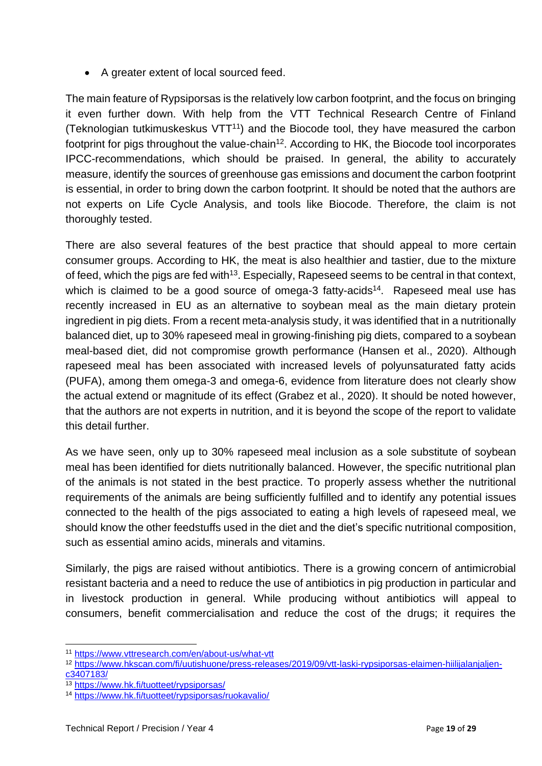- A greater extent of local sourced feed.

The main feature of Rypsiporsas is the relatively low carbon footprint, and the focus on bringing it even further down. With help from the VTT Technical Research Centre of Finland (Teknologian tutkimuskeskus VTT[11]) and the Biocode tool, they have measured the carbon footprint for pigs throughout the value-chain[12]. According to HK, the Biocode tool incorporates IPCC-recommendations, which should be praised. In general, the ability to accurately measure, identify the sources of greenhouse gas emissions and document the carbon footprint is essential, in order to bring down the carbon footprint. It should be noted that the authors are not experts on Life Cycle Analysis, and tools like Biocode. Therefore, the claim is not thoroughly tested.

There are also several features of the best practice that should appeal to more certain consumer groups. According to HK, the meat is also healthier and tastier, due to the mixture of feed, which the pigs are fed with[13]. Especially, Rapeseed seems to be central in that context, which is claimed to be a good source of omega-3 fatty-acids[14]. Rapeseed meal use has recently increased in EU as an alternative to soybean meal as the main dietary protein ingredient in pig diets. From a recent meta-analysis study, it was identified that in a nutritionally balanced diet, up to 30% rapeseed meal in growing-finishing pig diets, compared to a soybean meal-based diet, did not compromise growth performance (Hansen et al., 2020). Although rapeseed meal has been associated with increased levels of polyunsaturated fatty acids (PUFA), among them omega-3 and omega-6, evidence from literature does not clearly show the actual extend or magnitude of its effect (Grabez et al., 2020). It should be noted however, that the authors are not experts in nutrition, and it is beyond the scope of the report to validate this detail further.

As we have seen, only up to 30% rapeseed meal inclusion as a sole substitute of soybean meal has been identified for diets nutritionally balanced. However, the specific nutritional plan of the animals is not stated in the best practice. To properly assess whether the nutritional requirements of the animals are being sufficiently fulfilled and to identify any potential issues connected to the health of the pigs associated to eating a high levels of rapeseed meal, we should know the other feedstuffs used in the diet and the diet's specific nutritional composition, such as essential amino acids, minerals and vitamins.

Similarly, the pigs are raised without antibiotics. There is a growing concern of antimicrobial resistant bacteria and a need to reduce the use of antibiotics in pig production in particular and in livestock production in general. While producing without antibiotics will appeal to consumers, benefit commercialisation and reduce the cost of the drugs; it requires the

---

[11] https://www.vttresearch.com/en/about-us/what-vtt

[12] https://www.hkscan.com/fi/uutishuone/press-releases/2019/09/vtt-laski-rypsiporsas-elaimen-hiilijalanjaljen-c3407183/

[13] https://www.hk.fi/tuotteet/rypsiporsas/

[14] https://www.hk.fi/tuotteet/rypsiporsas/ruokavalio/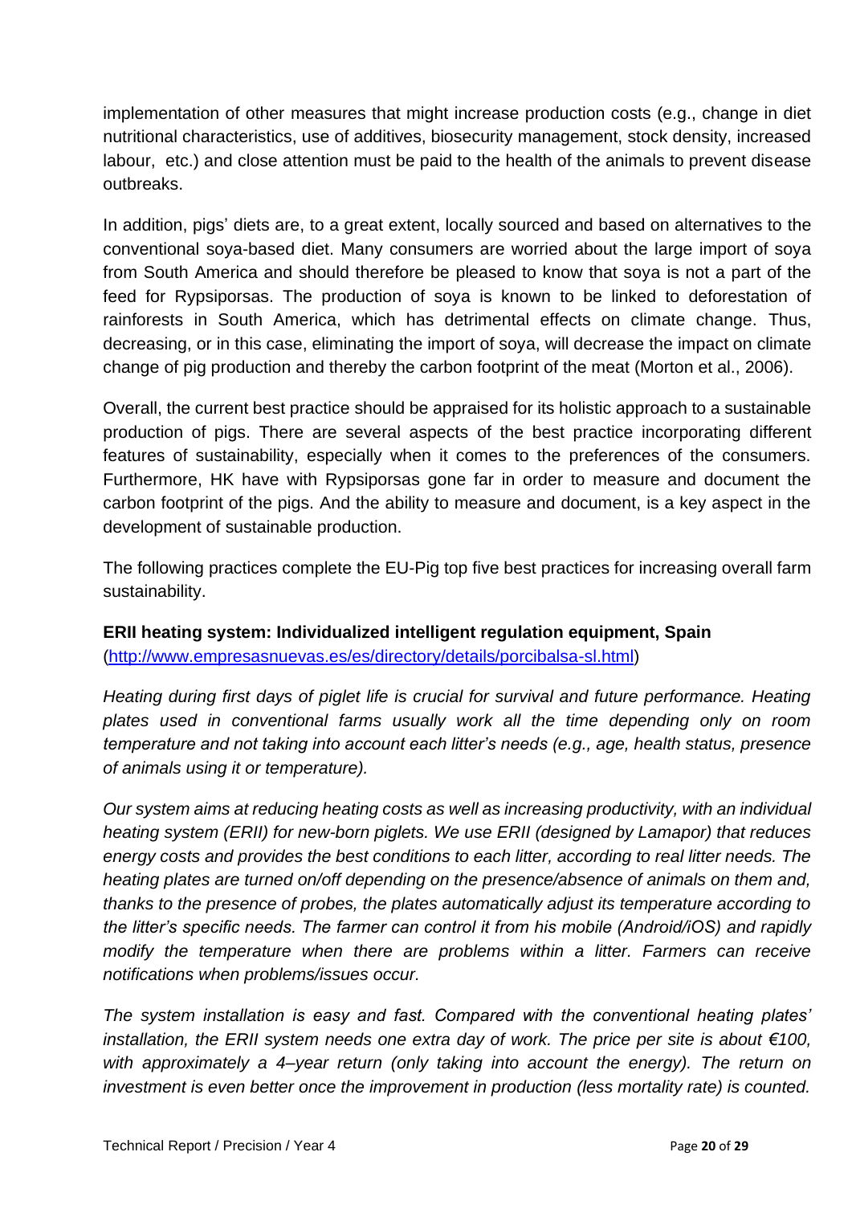implementation of other measures that might increase production costs (e.g., change in diet nutritional characteristics, use of additives, biosecurity management, stock density, increased labour, etc.) and close attention must be paid to the health of the animals to prevent disease outbreaks.

In addition, pigs' diets are, to a great extent, locally sourced and based on alternatives to the conventional soya-based diet. Many consumers are worried about the large import of soya from South America and should therefore be pleased to know that soya is not a part of the feed for Rypsiporsas. The production of soya is known to be linked to deforestation of rainforests in South America, which has detrimental effects on climate change. Thus, decreasing, or in this case, eliminating the import of soya, will decrease the impact on climate change of pig production and thereby the carbon footprint of the meat (Morton et al., 2006).

Overall, the current best practice should be appraised for its holistic approach to a sustainable production of pigs. There are several aspects of the best practice incorporating different features of sustainability, especially when it comes to the preferences of the consumers. Furthermore, HK have with Rypsiporsas gone far in order to measure and document the carbon footprint of the pigs. And the ability to measure and document, is a key aspect in the development of sustainable production.

The following practices complete the EU-Pig top five best practices for increasing overall farm sustainability.

**ERII heating system: Individualized intelligent regulation equipment, Spain**
(http://www.empresasnuevas.es/es/directory/details/porcibalsa-sl.html)

*Heating during first days of piglet life is crucial for survival and future performance. Heating plates used in conventional farms usually work all the time depending only on room temperature and not taking into account each litter's needs (e.g., age, health status, presence of animals using it or temperature).*

*Our system aims at reducing heating costs as well as increasing productivity, with an individual heating system (ERII) for new-born piglets. We use ERII (designed by Lamapor) that reduces energy costs and provides the best conditions to each litter, according to real litter needs. The heating plates are turned on/off depending on the presence/absence of animals on them and, thanks to the presence of probes, the plates automatically adjust its temperature according to the litter's specific needs. The farmer can control it from his mobile (Android/iOS) and rapidly modify the temperature when there are problems within a litter. Farmers can receive notifications when problems/issues occur.*

*The system installation is easy and fast. Compared with the conventional heating plates' installation, the ERII system needs one extra day of work. The price per site is about €100, with approximately a 4–year return (only taking into account the energy). The return on investment is even better once the improvement in production (less mortality rate) is counted.*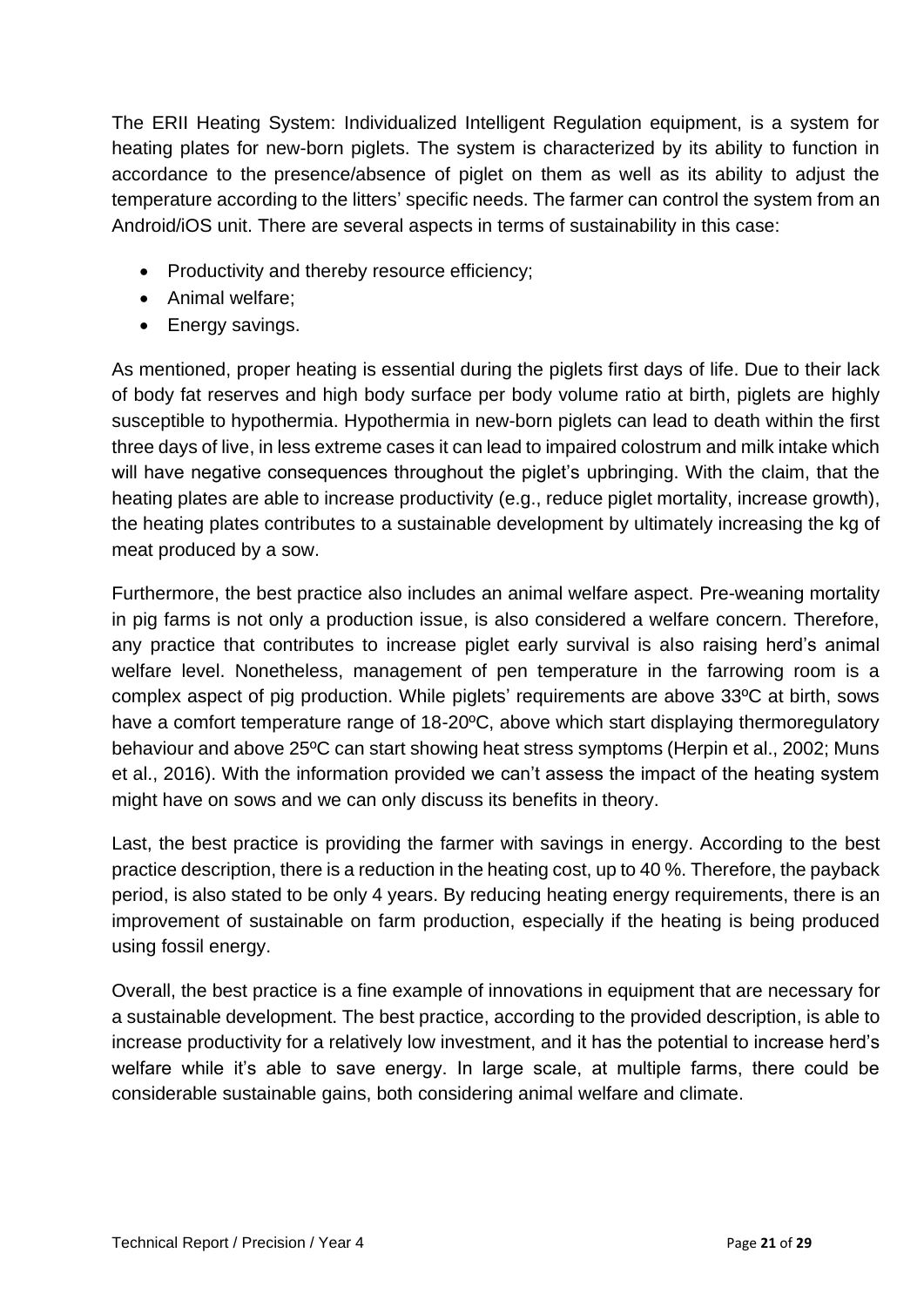The ERII Heating System: Individualized Intelligent Regulation equipment, is a system for heating plates for new-born piglets. The system is characterized by its ability to function in accordance to the presence/absence of piglet on them as well as its ability to adjust the temperature according to the litters' specific needs. The farmer can control the system from an Android/iOS unit. There are several aspects in terms of sustainability in this case:

- Productivity and thereby resource efficiency;
- Animal welfare;
- Energy savings.

As mentioned, proper heating is essential during the piglets first days of life. Due to their lack of body fat reserves and high body surface per body volume ratio at birth, piglets are highly susceptible to hypothermia. Hypothermia in new-born piglets can lead to death within the first three days of live, in less extreme cases it can lead to impaired colostrum and milk intake which will have negative consequences throughout the piglet's upbringing. With the claim, that the heating plates are able to increase productivity (e.g., reduce piglet mortality, increase growth), the heating plates contributes to a sustainable development by ultimately increasing the kg of meat produced by a sow.

Furthermore, the best practice also includes an animal welfare aspect. Pre-weaning mortality in pig farms is not only a production issue, is also considered a welfare concern. Therefore, any practice that contributes to increase piglet early survival is also raising herd's animal welfare level. Nonetheless, management of pen temperature in the farrowing room is a complex aspect of pig production. While piglets' requirements are above 33ºC at birth, sows have a comfort temperature range of 18-20ºC, above which start displaying thermoregulatory behaviour and above 25ºC can start showing heat stress symptoms (Herpin et al., 2002; Muns et al., 2016). With the information provided we can't assess the impact of the heating system might have on sows and we can only discuss its benefits in theory.

Last, the best practice is providing the farmer with savings in energy. According to the best practice description, there is a reduction in the heating cost, up to 40 %. Therefore, the payback period, is also stated to be only 4 years. By reducing heating energy requirements, there is an improvement of sustainable on farm production, especially if the heating is being produced using fossil energy.

Overall, the best practice is a fine example of innovations in equipment that are necessary for a sustainable development. The best practice, according to the provided description, is able to increase productivity for a relatively low investment, and it has the potential to increase herd's welfare while it's able to save energy. In large scale, at multiple farms, there could be considerable sustainable gains, both considering animal welfare and climate.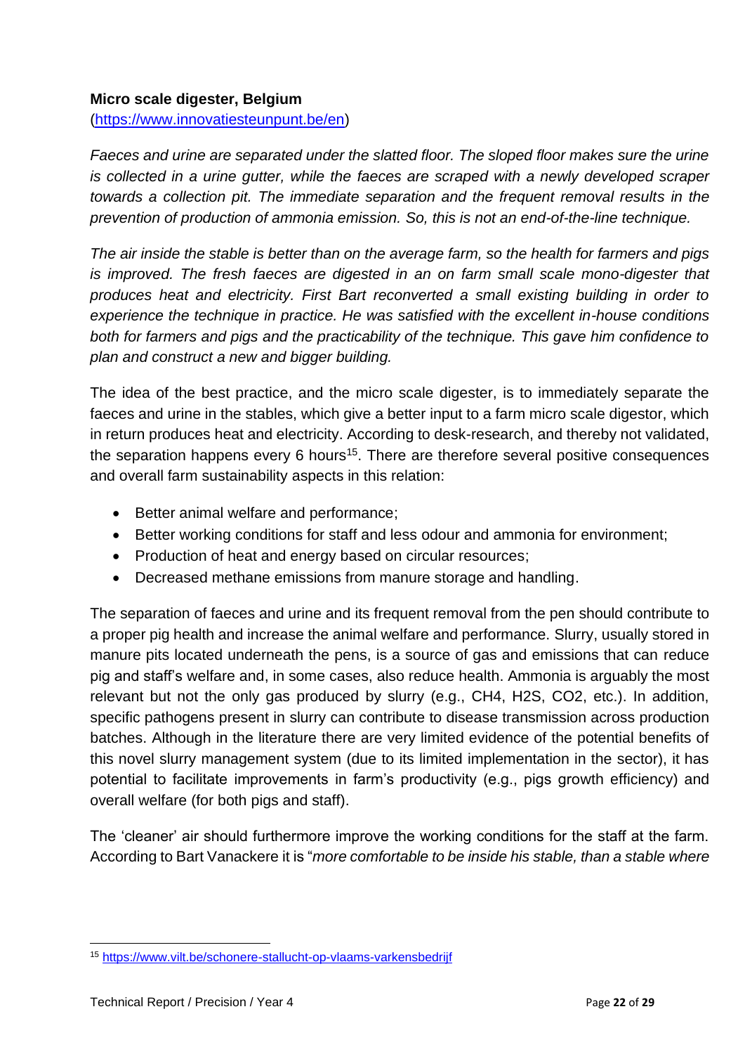**Micro scale digester, Belgium**
(https://www.innovatiesteunpunt.be/en)

*Faeces and urine are separated under the slatted floor. The sloped floor makes sure the urine is collected in a urine gutter, while the faeces are scraped with a newly developed scraper towards a collection pit. The immediate separation and the frequent removal results in the prevention of production of ammonia emission. So, this is not an end-of-the-line technique.*

*The air inside the stable is better than on the average farm, so the health for farmers and pigs is improved. The fresh faeces are digested in an on farm small scale mono-digester that produces heat and electricity. First Bart reconverted a small existing building in order to experience the technique in practice. He was satisfied with the excellent in-house conditions both for farmers and pigs and the practicability of the technique. This gave him confidence to plan and construct a new and bigger building.*

The idea of the best practice, and the micro scale digester, is to immediately separate the faeces and urine in the stables, which give a better input to a farm micro scale digestor, which in return produces heat and electricity. According to desk-research, and thereby not validated, the separation happens every 6 hours[15]. There are therefore several positive consequences and overall farm sustainability aspects in this relation:

- Better animal welfare and performance;
- Better working conditions for staff and less odour and ammonia for environment;
- Production of heat and energy based on circular resources;
- Decreased methane emissions from manure storage and handling.

The separation of faeces and urine and its frequent removal from the pen should contribute to a proper pig health and increase the animal welfare and performance. Slurry, usually stored in manure pits located underneath the pens, is a source of gas and emissions that can reduce pig and staff's welfare and, in some cases, also reduce health. Ammonia is arguably the most relevant but not the only gas produced by slurry (e.g., $CH_4$, $H_2S$, $CO_2$, etc.). In addition, specific pathogens present in slurry can contribute to disease transmission across production batches. Although in the literature there are very limited evidence of the potential benefits of this novel slurry management system (due to its limited implementation in the sector), it has potential to facilitate improvements in farm's productivity (e.g., pigs growth efficiency) and overall welfare (for both pigs and staff).

The 'cleaner' air should furthermore improve the working conditions for the staff at the farm. According to Bart Vanackere it is "*more comfortable to be inside his stable, than a stable where*

[15] https://www.vilt.be/schonere-stallucht-op-vlaams-varkensbedrijf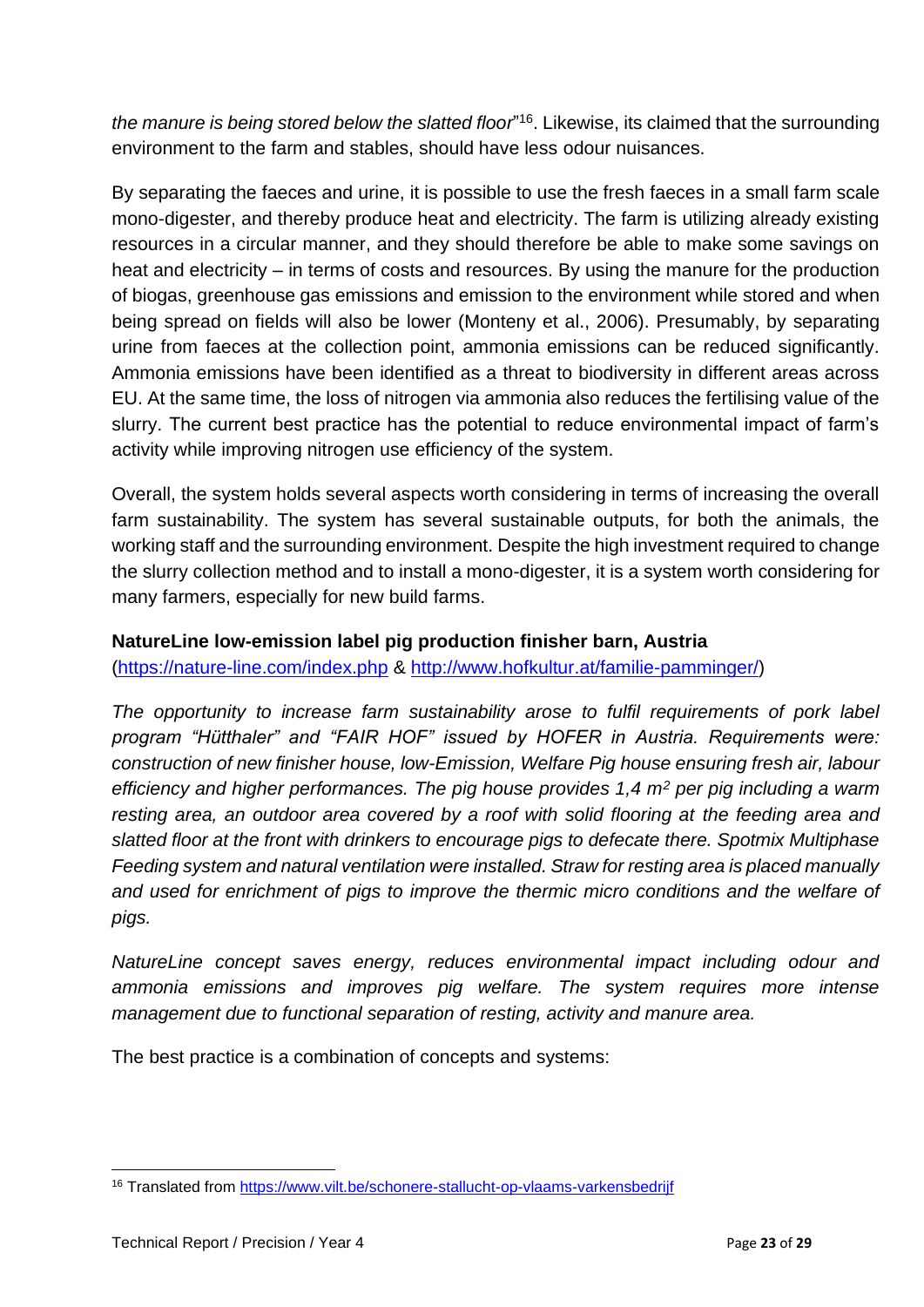*the manure is being stored below the slatted floor*"[16]. Likewise, its claimed that the surrounding environment to the farm and stables, should have less odour nuisances.

By separating the faeces and urine, it is possible to use the fresh faeces in a small farm scale mono-digester, and thereby produce heat and electricity. The farm is utilizing already existing resources in a circular manner, and they should therefore be able to make some savings on heat and electricity – in terms of costs and resources. By using the manure for the production of biogas, greenhouse gas emissions and emission to the environment while stored and when being spread on fields will also be lower (Monteny et al., 2006). Presumably, by separating urine from faeces at the collection point, ammonia emissions can be reduced significantly. Ammonia emissions have been identified as a threat to biodiversity in different areas across EU. At the same time, the loss of nitrogen via ammonia also reduces the fertilising value of the slurry. The current best practice has the potential to reduce environmental impact of farm's activity while improving nitrogen use efficiency of the system.

Overall, the system holds several aspects worth considering in terms of increasing the overall farm sustainability. The system has several sustainable outputs, for both the animals, the working staff and the surrounding environment. Despite the high investment required to change the slurry collection method and to install a mono-digester, it is a system worth considering for many farmers, especially for new build farms.

**NatureLine low-emission label pig production finisher barn, Austria**
(https://nature-line.com/index.php & http://www.hofkultur.at/familie-pamminger/)

*The opportunity to increase farm sustainability arose to fulfil requirements of pork label program "Hütthaler" and "FAIR HOF" issued by HOFER in Austria. Requirements were: construction of new finisher house, low-Emission, Welfare Pig house ensuring fresh air, labour efficiency and higher performances. The pig house provides 1,4 m² per pig including a warm resting area, an outdoor area covered by a roof with solid flooring at the feeding area and slatted floor at the front with drinkers to encourage pigs to defecate there. Spotmix Multiphase Feeding system and natural ventilation were installed. Straw for resting area is placed manually and used for enrichment of pigs to improve the thermic micro conditions and the welfare of pigs.*

*NatureLine concept saves energy, reduces environmental impact including odour and ammonia emissions and improves pig welfare. The system requires more intense management due to functional separation of resting, activity and manure area.*

The best practice is a combination of concepts and systems:

[16] Translated from https://www.vilt.be/schonere-stallucht-op-vlaams-varkensbedrijf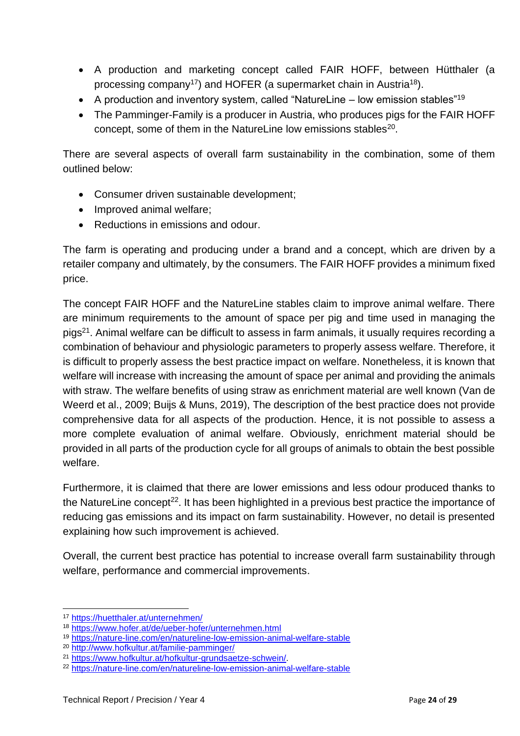- A production and marketing concept called FAIR HOFF, between Hütthaler (a processing company[17]) and HOFER (a supermarket chain in Austria[18]).
- A production and inventory system, called "NatureLine – low emission stables"[19]
- The Pamminger-Family is a producer in Austria, who produces pigs for the FAIR HOFF concept, some of them in the NatureLine low emissions stables[20].

There are several aspects of overall farm sustainability in the combination, some of them outlined below:

- Consumer driven sustainable development;
- Improved animal welfare;
- Reductions in emissions and odour.

The farm is operating and producing under a brand and a concept, which are driven by a retailer company and ultimately, by the consumers. The FAIR HOFF provides a minimum fixed price.

The concept FAIR HOFF and the NatureLine stables claim to improve animal welfare. There are minimum requirements to the amount of space per pig and time used in managing the pigs[21]. Animal welfare can be difficult to assess in farm animals, it usually requires recording a combination of behaviour and physiologic parameters to properly assess welfare. Therefore, it is difficult to properly assess the best practice impact on welfare. Nonetheless, it is known that welfare will increase with increasing the amount of space per animal and providing the animals with straw. The welfare benefits of using straw as enrichment material are well known (Van de Weerd et al., 2009; Buijs & Muns, 2019), The description of the best practice does not provide comprehensive data for all aspects of the production. Hence, it is not possible to assess a more complete evaluation of animal welfare. Obviously, enrichment material should be provided in all parts of the production cycle for all groups of animals to obtain the best possible welfare.

Furthermore, it is claimed that there are lower emissions and less odour produced thanks to the NatureLine concept[22]. It has been highlighted in a previous best practice the importance of reducing gas emissions and its impact on farm sustainability. However, no detail is presented explaining how such improvement is achieved.

Overall, the current best practice has potential to increase overall farm sustainability through welfare, performance and commercial improvements.

---

[17] https://huetthaler.at/unternehmen/

[18] https://www.hofer.at/de/ueber-hofer/unternehmen.html

[19] https://nature-line.com/en/natureline-low-emission-animal-welfare-stable

[20] http://www.hofkultur.at/familie-pamminger/

[21] https://www.hofkultur.at/hofkultur-grundsaetze-schwein/.

[22] https://nature-line.com/en/natureline-low-emission-animal-welfare-stable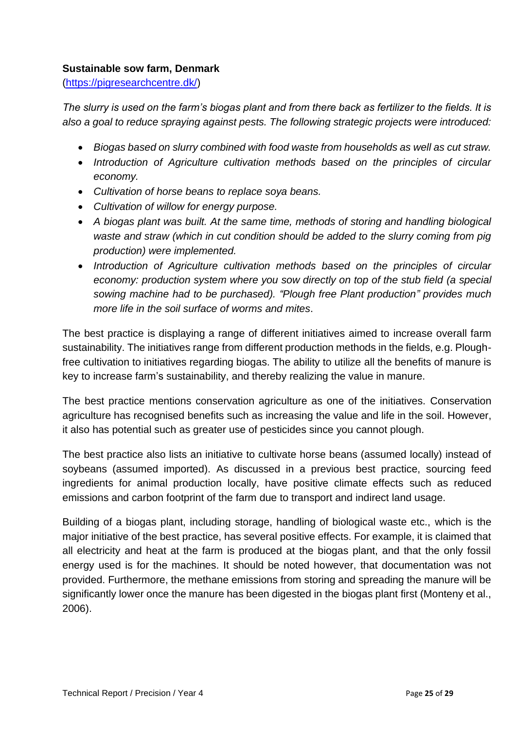**Sustainable sow farm, Denmark**
(https://pigresearchcentre.dk/)

*The slurry is used on the farm's biogas plant and from there back as fertilizer to the fields. It is also a goal to reduce spraying against pests. The following strategic projects were introduced:*

- *Biogas based on slurry combined with food waste from households as well as cut straw.*
- *Introduction of Agriculture cultivation methods based on the principles of circular economy.*
- *Cultivation of horse beans to replace soya beans.*
- *Cultivation of willow for energy purpose.*
- *A biogas plant was built. At the same time, methods of storing and handling biological waste and straw (which in cut condition should be added to the slurry coming from pig production) were implemented.*
- *Introduction of Agriculture cultivation methods based on the principles of circular economy: production system where you sow directly on top of the stub field (a special sowing machine had to be purchased). "Plough free Plant production" provides much more life in the soil surface of worms and mites*.

The best practice is displaying a range of different initiatives aimed to increase overall farm sustainability. The initiatives range from different production methods in the fields, e.g. Plough-free cultivation to initiatives regarding biogas. The ability to utilize all the benefits of manure is key to increase farm's sustainability, and thereby realizing the value in manure.

The best practice mentions conservation agriculture as one of the initiatives. Conservation agriculture has recognised benefits such as increasing the value and life in the soil. However, it also has potential such as greater use of pesticides since you cannot plough.

The best practice also lists an initiative to cultivate horse beans (assumed locally) instead of soybeans (assumed imported). As discussed in a previous best practice, sourcing feed ingredients for animal production locally, have positive climate effects such as reduced emissions and carbon footprint of the farm due to transport and indirect land usage.

Building of a biogas plant, including storage, handling of biological waste etc., which is the major initiative of the best practice, has several positive effects. For example, it is claimed that all electricity and heat at the farm is produced at the biogas plant, and that the only fossil energy used is for the machines. It should be noted however, that documentation was not provided. Furthermore, the methane emissions from storing and spreading the manure will be significantly lower once the manure has been digested in the biogas plant first (Monteny et al., 2006).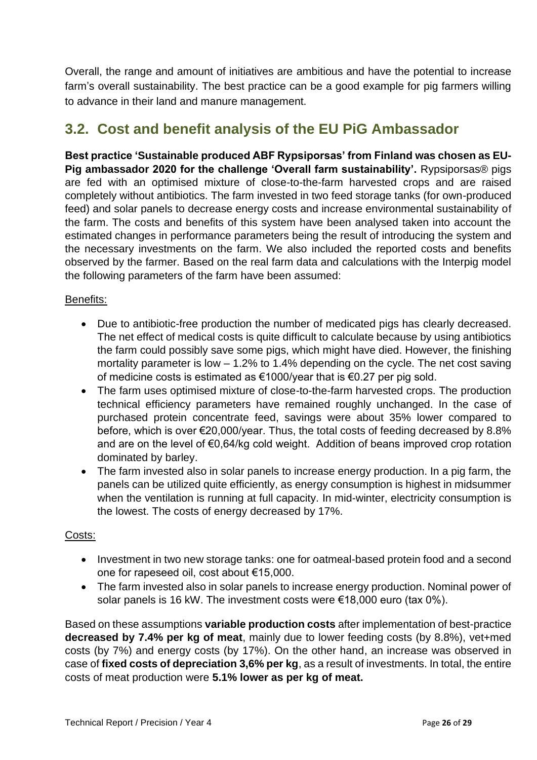Overall, the range and amount of initiatives are ambitious and have the potential to increase farm's overall sustainability. The best practice can be a good example for pig farmers willing to advance in their land and manure management.

## 3.2. Cost and benefit analysis of the EU PiG Ambassador

**Best practice 'Sustainable produced ABF Rypsiporsas' from Finland was chosen as EU-Pig ambassador 2020 for the challenge 'Overall farm sustainability'.** Rypsiporsas® pigs are fed with an optimised mixture of close-to-the-farm harvested crops and are raised completely without antibiotics. The farm invested in two feed storage tanks (for own-produced feed) and solar panels to decrease energy costs and increase environmental sustainability of the farm. The costs and benefits of this system have been analysed taken into account the estimated changes in performance parameters being the result of introducing the system and the necessary investments on the farm. We also included the reported costs and benefits observed by the farmer. Based on the real farm data and calculations with the Interpig model the following parameters of the farm have been assumed:

Benefits:

- Due to antibiotic-free production the number of medicated pigs has clearly decreased. The net effect of medical costs is quite difficult to calculate because by using antibiotics the farm could possibly save some pigs, which might have died. However, the finishing mortality parameter is low – 1.2% to 1.4% depending on the cycle. The net cost saving of medicine costs is estimated as €1000/year that is €0.27 per pig sold.
- The farm uses optimised mixture of close-to-the-farm harvested crops. The production technical efficiency parameters have remained roughly unchanged. In the case of purchased protein concentrate feed, savings were about 35% lower compared to before, which is over €20,000/year. Thus, the total costs of feeding decreased by 8.8% and are on the level of €0,64/kg cold weight. Addition of beans improved crop rotation dominated by barley.
- The farm invested also in solar panels to increase energy production. In a pig farm, the panels can be utilized quite efficiently, as energy consumption is highest in midsummer when the ventilation is running at full capacity. In mid-winter, electricity consumption is the lowest. The costs of energy decreased by 17%.

Costs:

- Investment in two new storage tanks: one for oatmeal-based protein food and a second one for rapeseed oil, cost about €15,000.
- The farm invested also in solar panels to increase energy production. Nominal power of solar panels is 16 kW. The investment costs were €18,000 euro (tax 0%).

Based on these assumptions **variable production costs** after implementation of best-practice **decreased by 7.4% per kg of meat**, mainly due to lower feeding costs (by 8.8%), vet+med costs (by 7%) and energy costs (by 17%). On the other hand, an increase was observed in case of **fixed costs of depreciation 3,6% per kg**, as a result of investments. In total, the entire costs of meat production were **5.1% lower as per kg of meat.**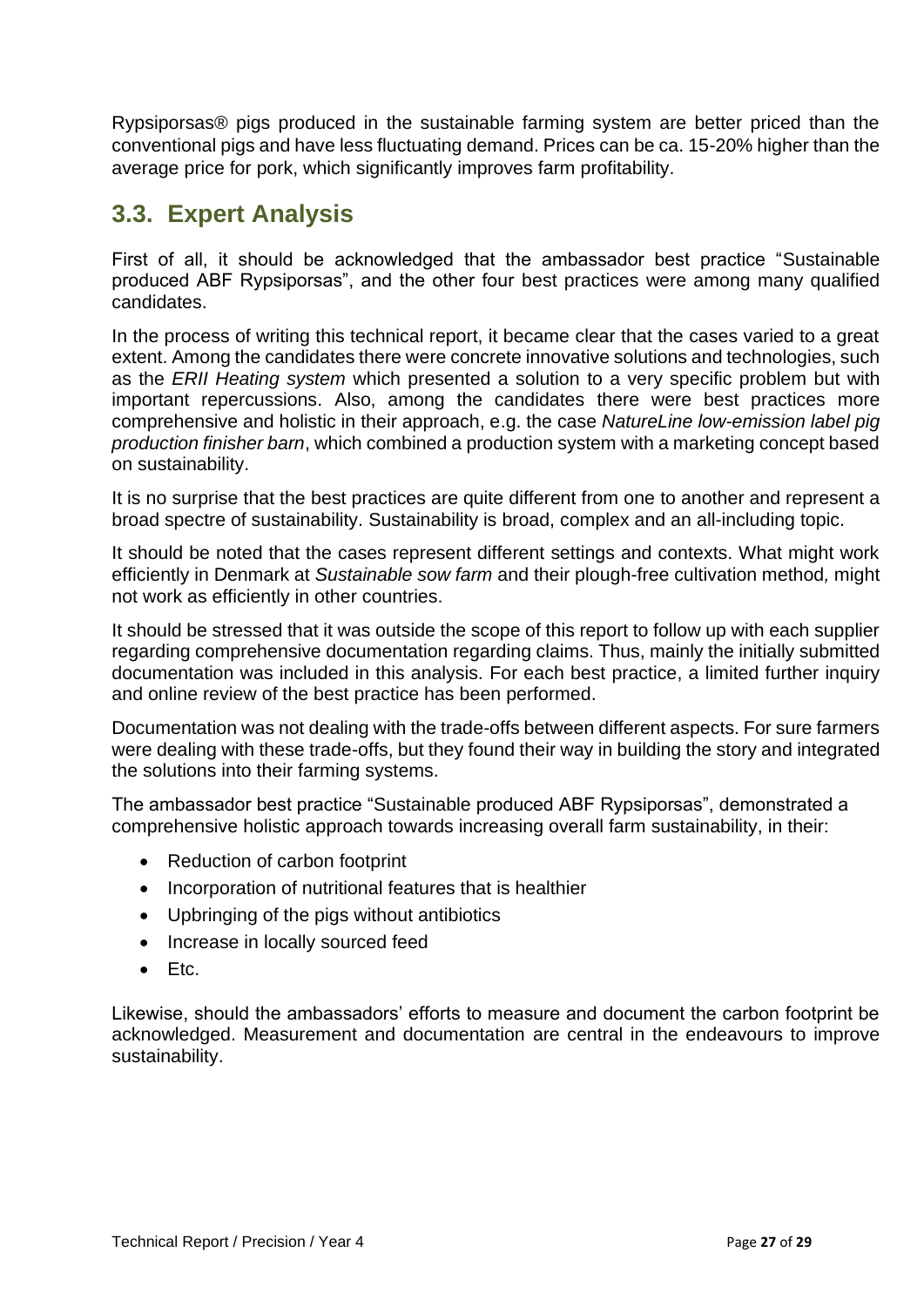Rypsiporsas® pigs produced in the sustainable farming system are better priced than the conventional pigs and have less fluctuating demand. Prices can be ca. 15-20% higher than the average price for pork, which significantly improves farm profitability.

## 3.3. Expert Analysis

First of all, it should be acknowledged that the ambassador best practice "Sustainable produced ABF Rypsiporsas", and the other four best practices were among many qualified candidates.

In the process of writing this technical report, it became clear that the cases varied to a great extent. Among the candidates there were concrete innovative solutions and technologies, such as the *ERII Heating system* which presented a solution to a very specific problem but with important repercussions. Also, among the candidates there were best practices more comprehensive and holistic in their approach, e.g. the case *NatureLine low-emission label pig production finisher barn*, which combined a production system with a marketing concept based on sustainability.

It is no surprise that the best practices are quite different from one to another and represent a broad spectre of sustainability. Sustainability is broad, complex and an all-including topic.

It should be noted that the cases represent different settings and contexts. What might work efficiently in Denmark at *Sustainable sow farm* and their plough-free cultivation method*,* might not work as efficiently in other countries.

It should be stressed that it was outside the scope of this report to follow up with each supplier regarding comprehensive documentation regarding claims. Thus, mainly the initially submitted documentation was included in this analysis. For each best practice, a limited further inquiry and online review of the best practice has been performed.

Documentation was not dealing with the trade-offs between different aspects. For sure farmers were dealing with these trade-offs, but they found their way in building the story and integrated the solutions into their farming systems.

The ambassador best practice "Sustainable produced ABF Rypsiporsas", demonstrated a comprehensive holistic approach towards increasing overall farm sustainability, in their:

- Reduction of carbon footprint
- Incorporation of nutritional features that is healthier
- Upbringing of the pigs without antibiotics
- Increase in locally sourced feed
- Etc.

Likewise, should the ambassadors' efforts to measure and document the carbon footprint be acknowledged. Measurement and documentation are central in the endeavours to improve sustainability.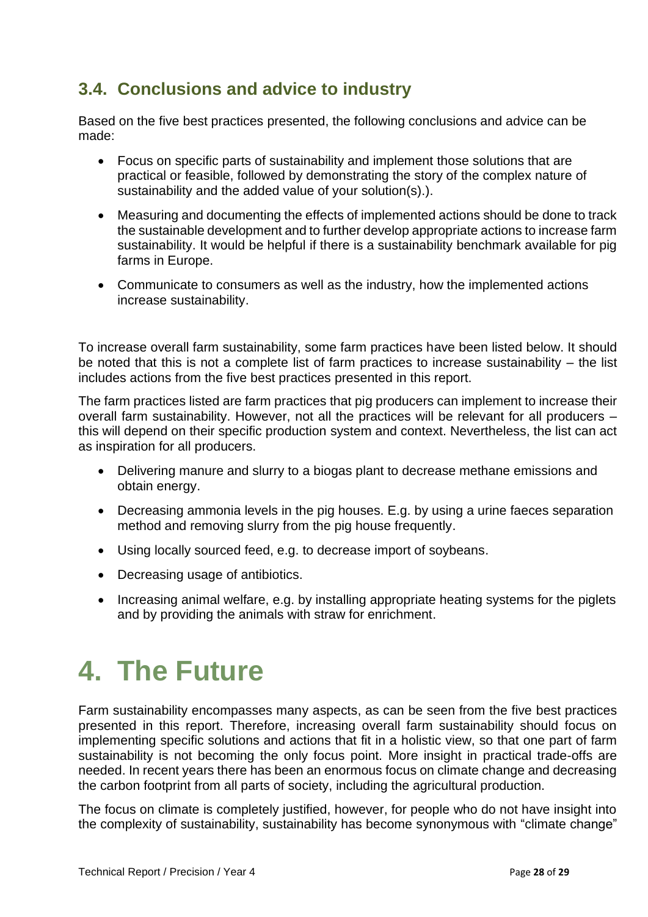## 3.4. Conclusions and advice to industry

Based on the five best practices presented, the following conclusions and advice can be made:

- Focus on specific parts of sustainability and implement those solutions that are practical or feasible, followed by demonstrating the story of the complex nature of sustainability and the added value of your solution(s).).
- Measuring and documenting the effects of implemented actions should be done to track the sustainable development and to further develop appropriate actions to increase farm sustainability. It would be helpful if there is a sustainability benchmark available for pig farms in Europe.
- Communicate to consumers as well as the industry, how the implemented actions increase sustainability.

To increase overall farm sustainability, some farm practices have been listed below. It should be noted that this is not a complete list of farm practices to increase sustainability – the list includes actions from the five best practices presented in this report.

The farm practices listed are farm practices that pig producers can implement to increase their overall farm sustainability. However, not all the practices will be relevant for all producers – this will depend on their specific production system and context. Nevertheless, the list can act as inspiration for all producers.

- Delivering manure and slurry to a biogas plant to decrease methane emissions and obtain energy.
- Decreasing ammonia levels in the pig houses. E.g. by using a urine faeces separation method and removing slurry from the pig house frequently.
- Using locally sourced feed, e.g. to decrease import of soybeans.
- Decreasing usage of antibiotics.
- Increasing animal welfare, e.g. by installing appropriate heating systems for the piglets and by providing the animals with straw for enrichment.

# 4. The Future

Farm sustainability encompasses many aspects, as can be seen from the five best practices presented in this report. Therefore, increasing overall farm sustainability should focus on implementing specific solutions and actions that fit in a holistic view, so that one part of farm sustainability is not becoming the only focus point. More insight in practical trade-offs are needed. In recent years there has been an enormous focus on climate change and decreasing the carbon footprint from all parts of society, including the agricultural production.

The focus on climate is completely justified, however, for people who do not have insight into the complexity of sustainability, sustainability has become synonymous with "climate change"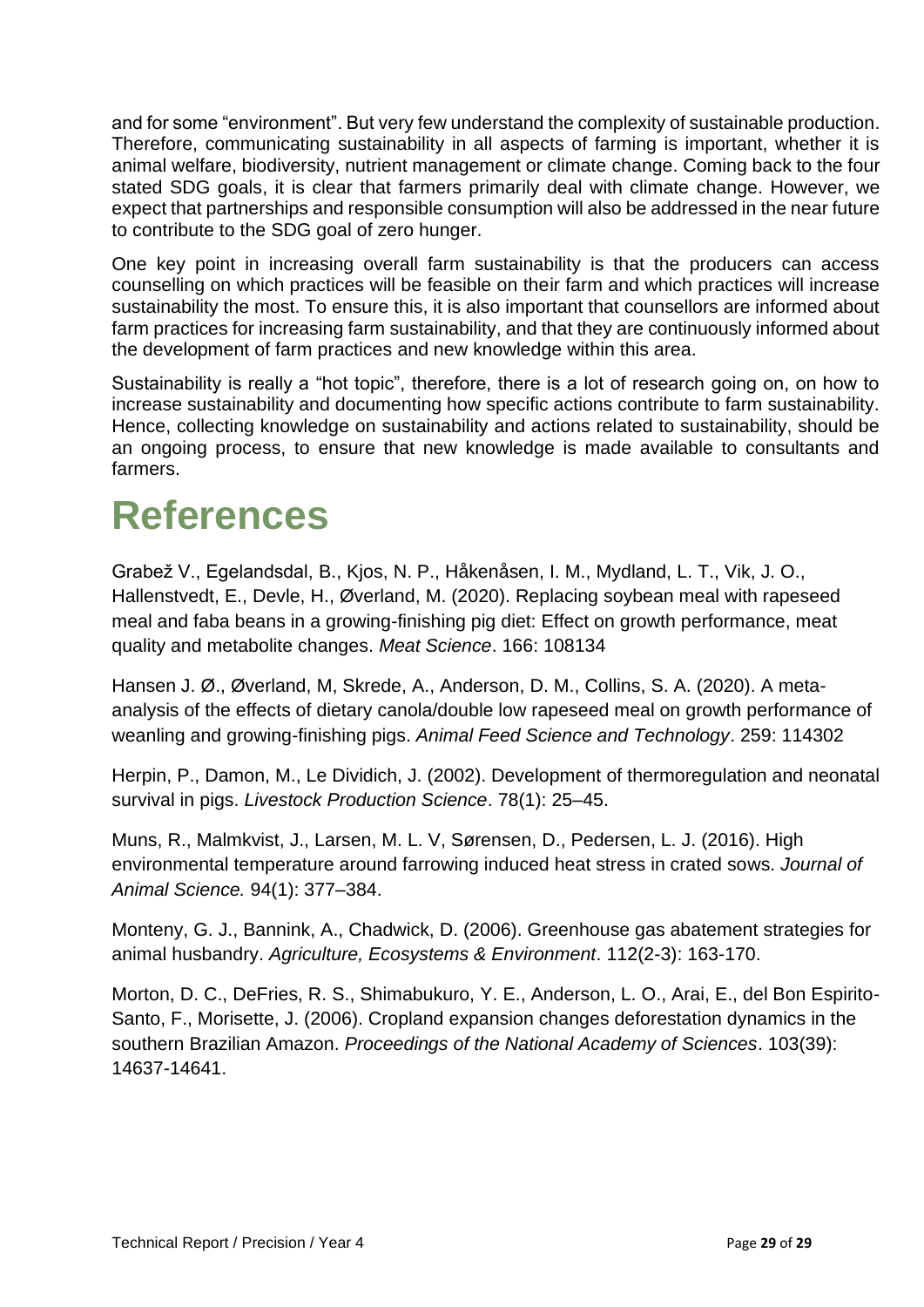and for some "environment". But very few understand the complexity of sustainable production. Therefore, communicating sustainability in all aspects of farming is important, whether it is animal welfare, biodiversity, nutrient management or climate change. Coming back to the four stated SDG goals, it is clear that farmers primarily deal with climate change. However, we expect that partnerships and responsible consumption will also be addressed in the near future to contribute to the SDG goal of zero hunger.

One key point in increasing overall farm sustainability is that the producers can access counselling on which practices will be feasible on their farm and which practices will increase sustainability the most. To ensure this, it is also important that counsellors are informed about farm practices for increasing farm sustainability, and that they are continuously informed about the development of farm practices and new knowledge within this area.

Sustainability is really a "hot topic", therefore, there is a lot of research going on, on how to increase sustainability and documenting how specific actions contribute to farm sustainability. Hence, collecting knowledge on sustainability and actions related to sustainability, should be an ongoing process, to ensure that new knowledge is made available to consultants and farmers.

# References

Grabež V., Egelandsdal, B., Kjos, N. P., Håkenåsen, I. M., Mydland, L. T., Vik, J. O., Hallenstvedt, E., Devle, H., Øverland, M. (2020). Replacing soybean meal with rapeseed meal and faba beans in a growing-finishing pig diet: Effect on growth performance, meat quality and metabolite changes. *Meat Science*. 166: 108134

Hansen J. Ø., Øverland, M, Skrede, A., Anderson, D. M., Collins, S. A. (2020). A meta-analysis of the effects of dietary canola/double low rapeseed meal on growth performance of weanling and growing-finishing pigs. *Animal Feed Science and Technology*. 259: 114302

Herpin, P., Damon, M., Le Dividich, J. (2002). Development of thermoregulation and neonatal survival in pigs. *Livestock Production Science*. 78(1): 25–45.

Muns, R., Malmkvist, J., Larsen, M. L. V, Sørensen, D., Pedersen, L. J. (2016). High environmental temperature around farrowing induced heat stress in crated sows. *Journal of Animal Science.* 94(1): 377–384.

Monteny, G. J., Bannink, A., Chadwick, D. (2006). Greenhouse gas abatement strategies for animal husbandry. *Agriculture, Ecosystems & Environment*. 112(2-3): 163-170.

Morton, D. C., DeFries, R. S., Shimabukuro, Y. E., Anderson, L. O., Arai, E., del Bon Espirito-Santo, F., Morisette, J. (2006). Cropland expansion changes deforestation dynamics in the southern Brazilian Amazon. *Proceedings of the National Academy of Sciences*. 103(39): 14637-14641.